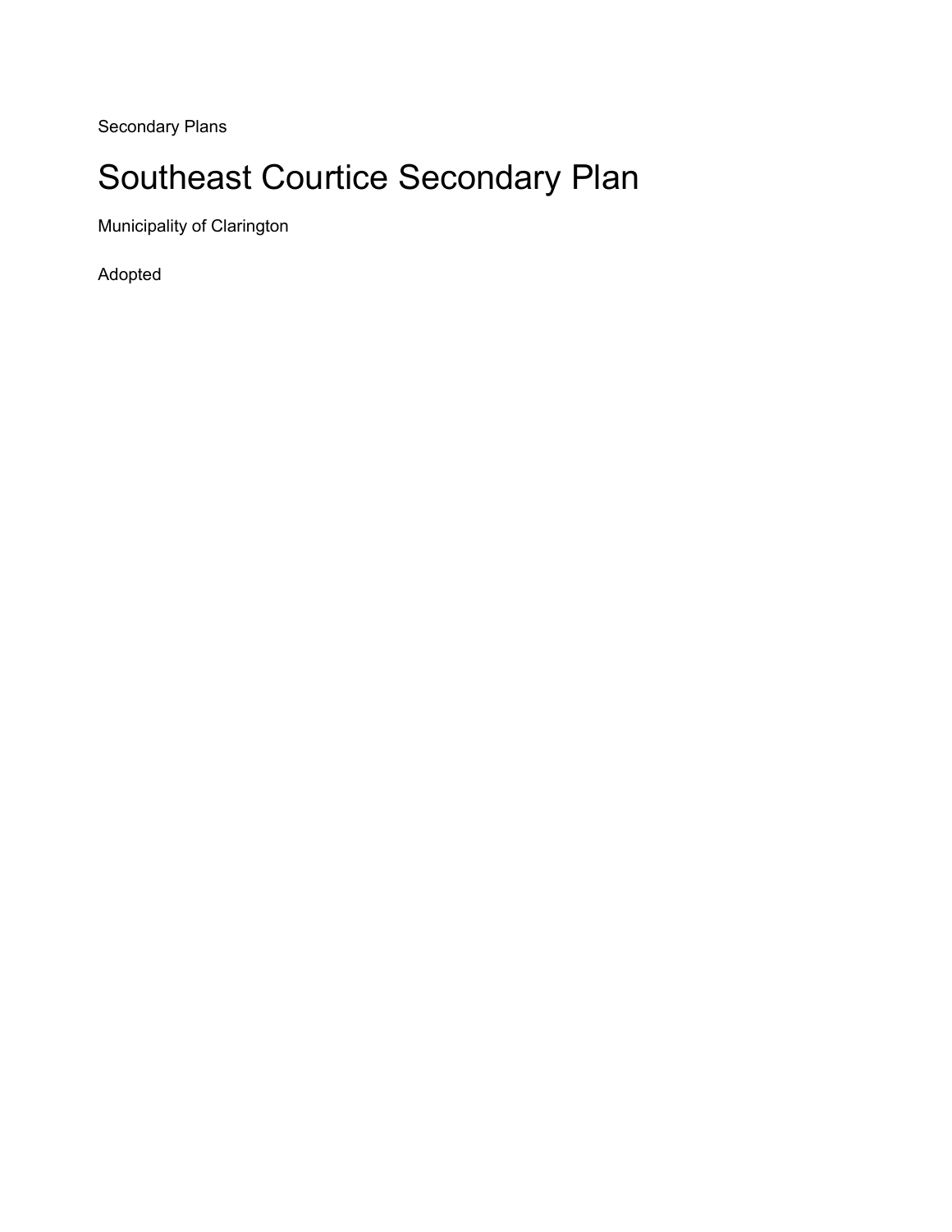Secondary Plans

# Southeast Courtice Secondary Plan

Municipality of Clarington

Adopted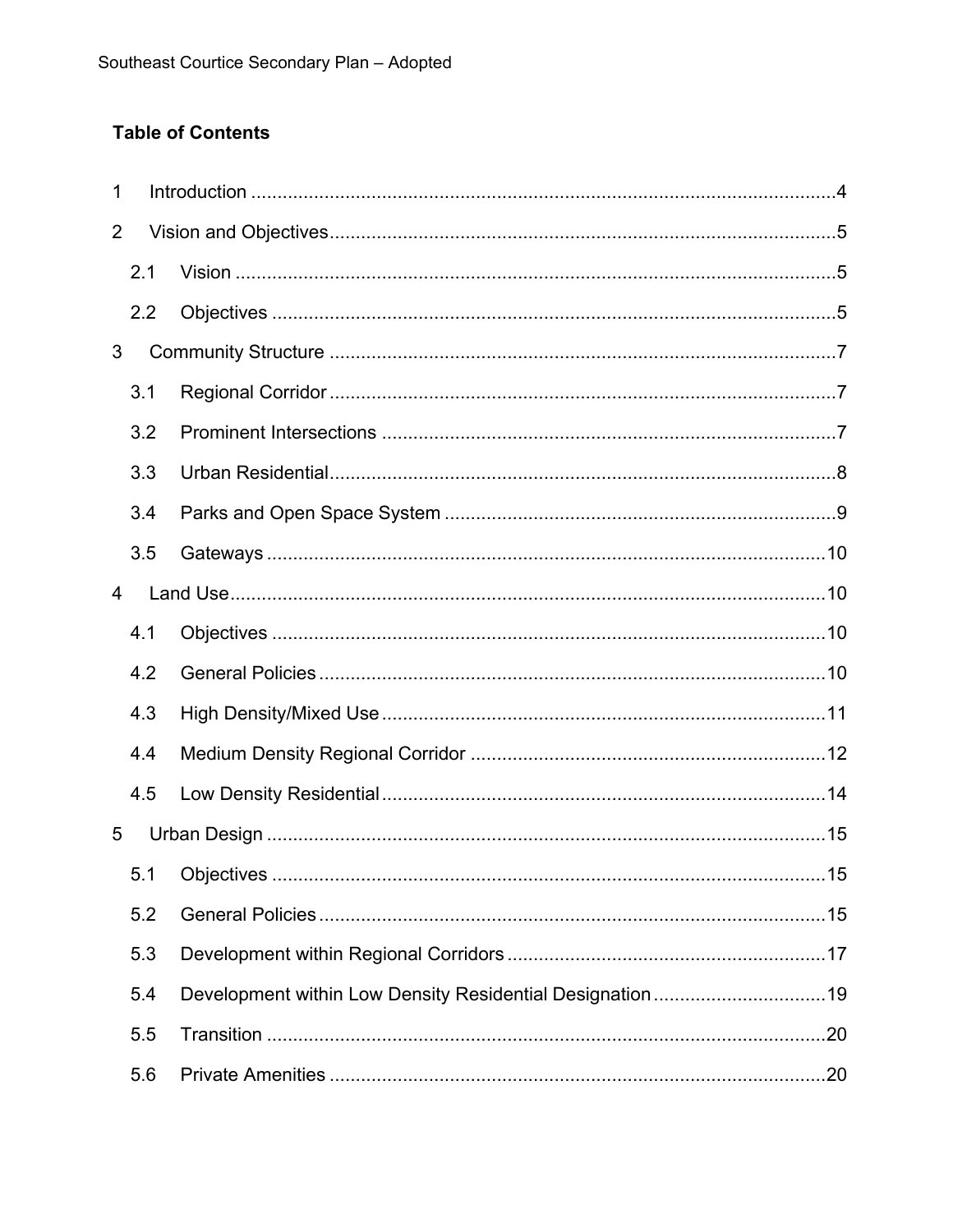## Table of Contents

1 Introduction ....................................................................................................4

2 Vision and Objectives......................................................................................5

  2.1 Vision .......................................................................................................5

  2.2 Objectives ................................................................................................5

3 Community Structure .......................................................................................7

  3.1 Regional Corridor .....................................................................................7

  3.2 Prominent Intersections ...........................................................................7

  3.3 Urban Residential.....................................................................................8

  3.4 Parks and Open Space System ...............................................................9

  3.5 Gateways ...............................................................................................10

4 Land Use........................................................................................................10

  4.1 Objectives ..............................................................................................10

  4.2 General Policies .....................................................................................10

  4.3 High Density/Mixed Use .........................................................................11

  4.4 Medium Density Regional Corridor .........................................................12

  4.5 Low Density Residential .........................................................................14

5 Urban Design .................................................................................................15

  5.1 Objectives ..............................................................................................15

  5.2 General Policies .....................................................................................15

  5.3 Development within Regional Corridors .................................................17

  5.4 Development within Low Density Residential Designation .....................19

  5.5 Transition ...............................................................................................20

  5.6 Private Amenities ...................................................................................20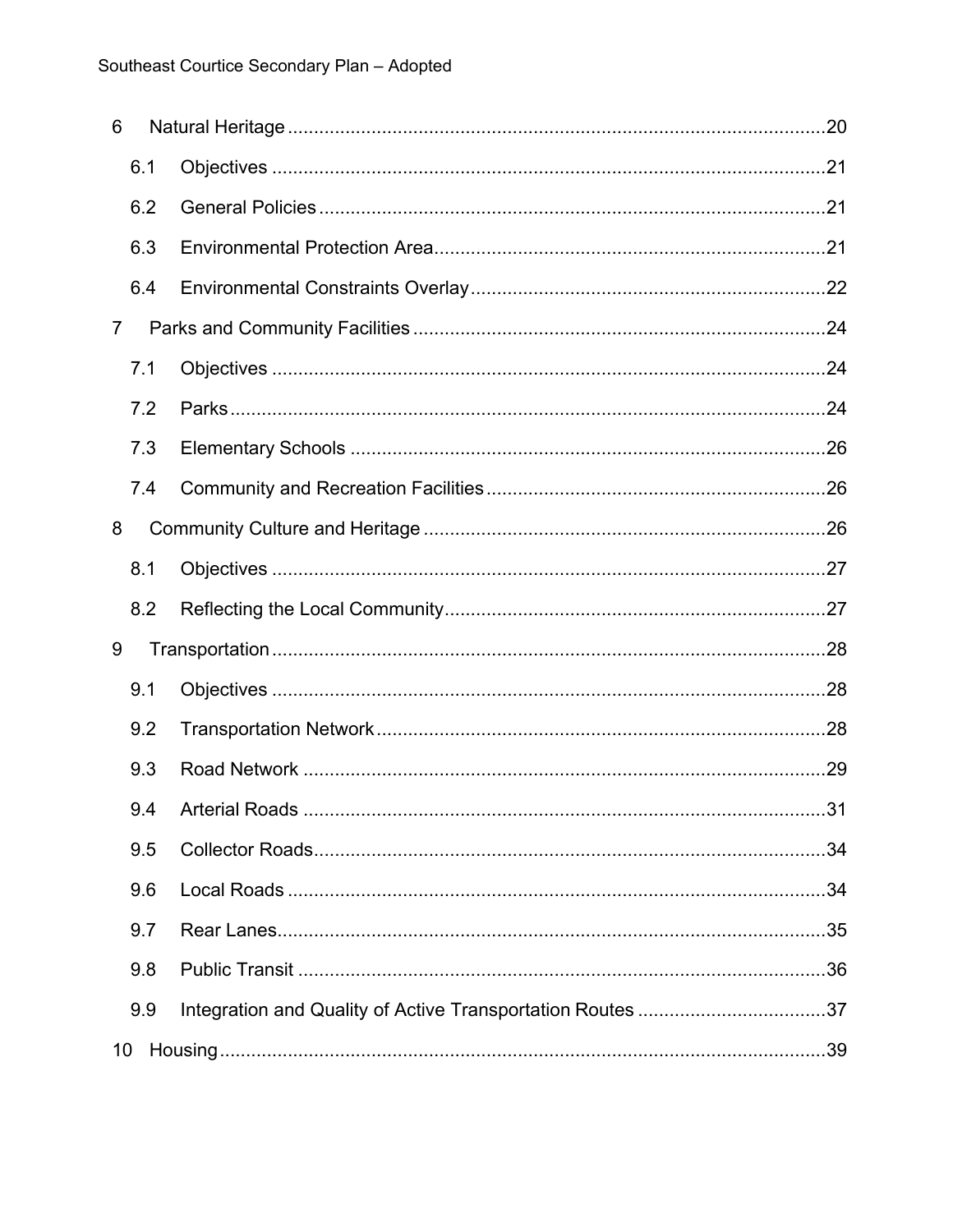6 Natural Heritage ..... 20

- 6.1 Objectives ..... 21
- 6.2 General Policies ..... 21
- 6.3 Environmental Protection Area ..... 21
- 6.4 Environmental Constraints Overlay ..... 22

7 Parks and Community Facilities ..... 24

- 7.1 Objectives ..... 24
- 7.2 Parks ..... 24
- 7.3 Elementary Schools ..... 26
- 7.4 Community and Recreation Facilities ..... 26

8 Community Culture and Heritage ..... 26

- 8.1 Objectives ..... 27
- 8.2 Reflecting the Local Community ..... 27

9 Transportation ..... 28

- 9.1 Objectives ..... 28
- 9.2 Transportation Network ..... 28
- 9.3 Road Network ..... 29
- 9.4 Arterial Roads ..... 31
- 9.5 Collector Roads ..... 34
- 9.6 Local Roads ..... 34
- 9.7 Rear Lanes ..... 35
- 9.8 Public Transit ..... 36
- 9.9 Integration and Quality of Active Transportation Routes ..... 37

10 Housing ..... 39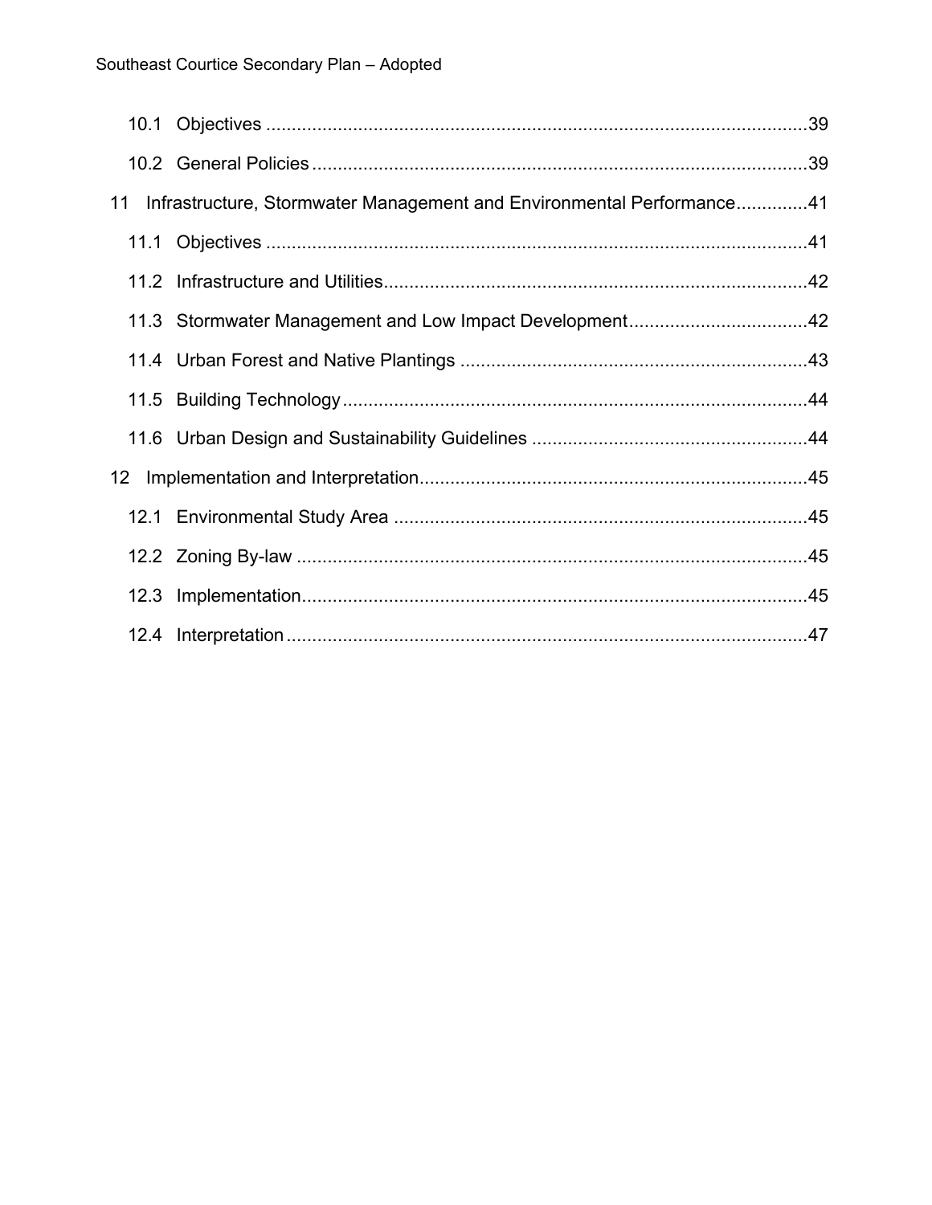10.1 Objectives ........................................................................................................39

10.2 General Policies ................................................................................................39

11 Infrastructure, Stormwater Management and Environmental Performance..............41

11.1 Objectives ........................................................................................................41

11.2 Infrastructure and Utilities..................................................................................42

11.3 Stormwater Management and Low Impact Development...................................42

11.4 Urban Forest and Native Plantings ...................................................................43

11.5 Building Technology..........................................................................................44

11.6 Urban Design and Sustainability Guidelines .....................................................44

12 Implementation and Interpretation...........................................................................45

12.1 Environmental Study Area ................................................................................45

12.2 Zoning By-law ...................................................................................................45

12.3 Implementation..................................................................................................45

12.4 Interpretation.....................................................................................................47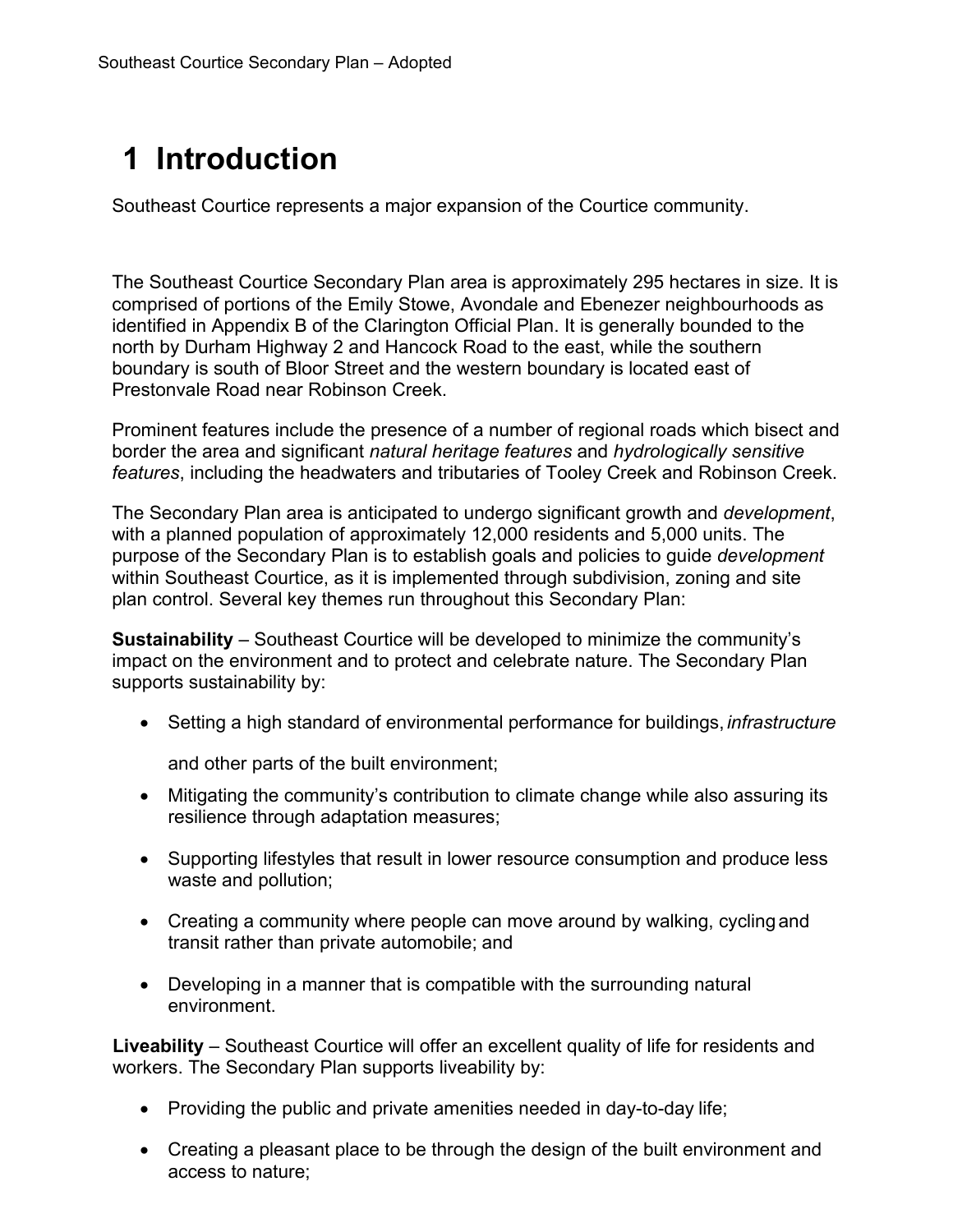# 1 Introduction

Southeast Courtice represents a major expansion of the Courtice community.

The Southeast Courtice Secondary Plan area is approximately 295 hectares in size. It is comprised of portions of the Emily Stowe, Avondale and Ebenezer neighbourhoods as identified in Appendix B of the Clarington Official Plan. It is generally bounded to the north by Durham Highway 2 and Hancock Road to the east, while the southern boundary is south of Bloor Street and the western boundary is located east of Prestonvale Road near Robinson Creek.

Prominent features include the presence of a number of regional roads which bisect and border the area and significant *natural heritage features* and *hydrologically sensitive features*, including the headwaters and tributaries of Tooley Creek and Robinson Creek.

The Secondary Plan area is anticipated to undergo significant growth and *development*, with a planned population of approximately 12,000 residents and 5,000 units. The purpose of the Secondary Plan is to establish goals and policies to guide *development* within Southeast Courtice, as it is implemented through subdivision, zoning and site plan control. Several key themes run throughout this Secondary Plan:

**Sustainability** – Southeast Courtice will be developed to minimize the community's impact on the environment and to protect and celebrate nature. The Secondary Plan supports sustainability by:

- Setting a high standard of environmental performance for buildings, *infrastructure* and other parts of the built environment;
- Mitigating the community's contribution to climate change while also assuring its resilience through adaptation measures;
- Supporting lifestyles that result in lower resource consumption and produce less waste and pollution;
- Creating a community where people can move around by walking, cycling and transit rather than private automobile; and
- Developing in a manner that is compatible with the surrounding natural environment.

**Liveability** – Southeast Courtice will offer an excellent quality of life for residents and workers. The Secondary Plan supports liveability by:

- Providing the public and private amenities needed in day-to-day life;
- Creating a pleasant place to be through the design of the built environment and access to nature;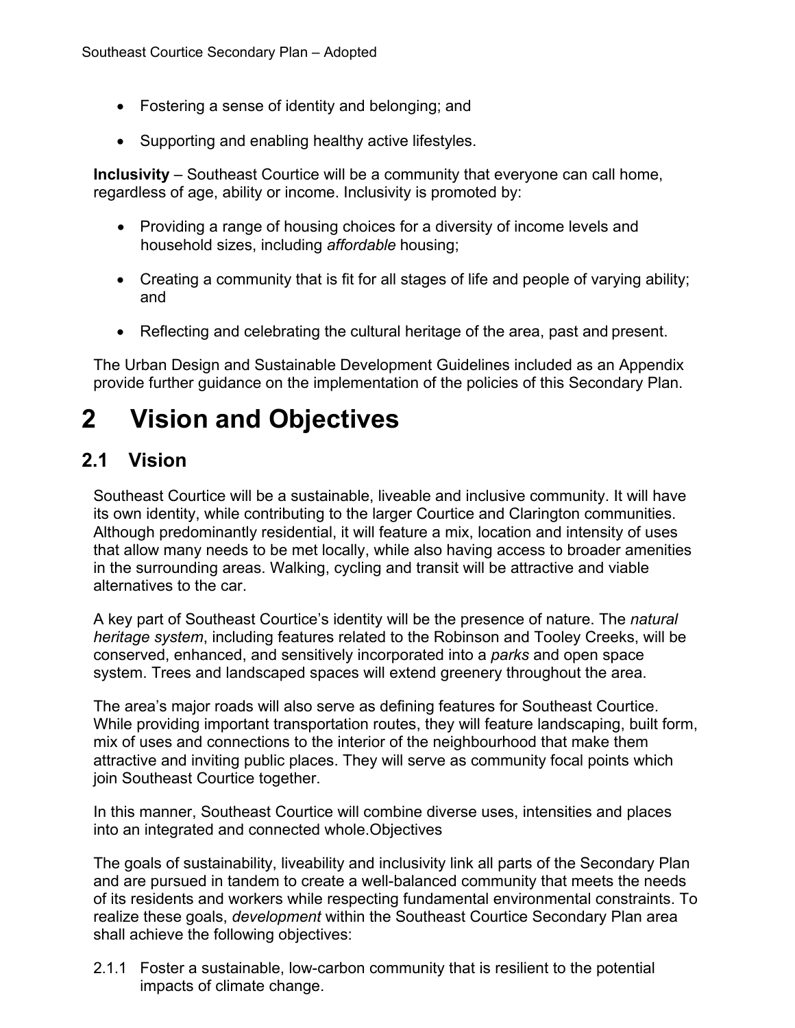- Fostering a sense of identity and belonging; and
- Supporting and enabling healthy active lifestyles.

**Inclusivity** – Southeast Courtice will be a community that everyone can call home, regardless of age, ability or income. Inclusivity is promoted by:

- Providing a range of housing choices for a diversity of income levels and household sizes, including *affordable* housing;
- Creating a community that is fit for all stages of life and people of varying ability; and
- Reflecting and celebrating the cultural heritage of the area, past and present.

The Urban Design and Sustainable Development Guidelines included as an Appendix provide further guidance on the implementation of the policies of this Secondary Plan.

# 2 Vision and Objectives

## 2.1 Vision

Southeast Courtice will be a sustainable, liveable and inclusive community. It will have its own identity, while contributing to the larger Courtice and Clarington communities. Although predominantly residential, it will feature a mix, location and intensity of uses that allow many needs to be met locally, while also having access to broader amenities in the surrounding areas. Walking, cycling and transit will be attractive and viable alternatives to the car.

A key part of Southeast Courtice's identity will be the presence of nature. The *natural heritage system*, including features related to the Robinson and Tooley Creeks, will be conserved, enhanced, and sensitively incorporated into a *parks* and open space system. Trees and landscaped spaces will extend greenery throughout the area.

The area's major roads will also serve as defining features for Southeast Courtice. While providing important transportation routes, they will feature landscaping, built form, mix of uses and connections to the interior of the neighbourhood that make them attractive and inviting public places. They will serve as community focal points which join Southeast Courtice together.

In this manner, Southeast Courtice will combine diverse uses, intensities and places into an integrated and connected whole.Objectives

The goals of sustainability, liveability and inclusivity link all parts of the Secondary Plan and are pursued in tandem to create a well-balanced community that meets the needs of its residents and workers while respecting fundamental environmental constraints. To realize these goals, *development* within the Southeast Courtice Secondary Plan area shall achieve the following objectives:

2.1.1 Foster a sustainable, low-carbon community that is resilient to the potential impacts of climate change.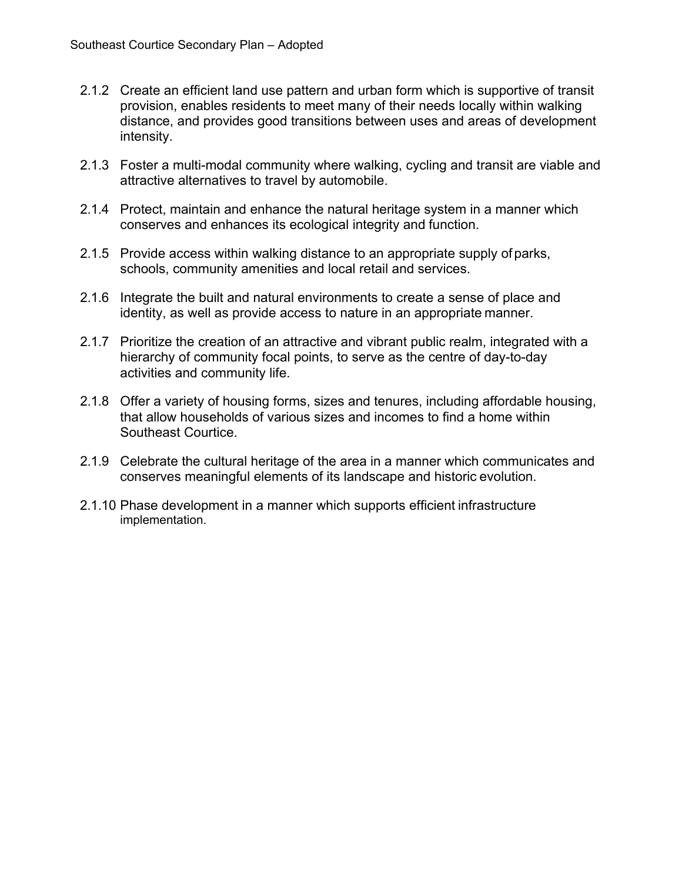2.1.2 Create an efficient land use pattern and urban form which is supportive of transit provision, enables residents to meet many of their needs locally within walking distance, and provides good transitions between uses and areas of development intensity.

2.1.3 Foster a multi-modal community where walking, cycling and transit are viable and attractive alternatives to travel by automobile.

2.1.4 Protect, maintain and enhance the natural heritage system in a manner which conserves and enhances its ecological integrity and function.

2.1.5 Provide access within walking distance to an appropriate supply of parks, schools, community amenities and local retail and services.

2.1.6 Integrate the built and natural environments to create a sense of place and identity, as well as provide access to nature in an appropriate manner.

2.1.7 Prioritize the creation of an attractive and vibrant public realm, integrated with a hierarchy of community focal points, to serve as the centre of day-to-day activities and community life.

2.1.8 Offer a variety of housing forms, sizes and tenures, including affordable housing, that allow households of various sizes and incomes to find a home within Southeast Courtice.

2.1.9 Celebrate the cultural heritage of the area in a manner which communicates and conserves meaningful elements of its landscape and historic evolution.

2.1.10 Phase development in a manner which supports efficient infrastructure implementation.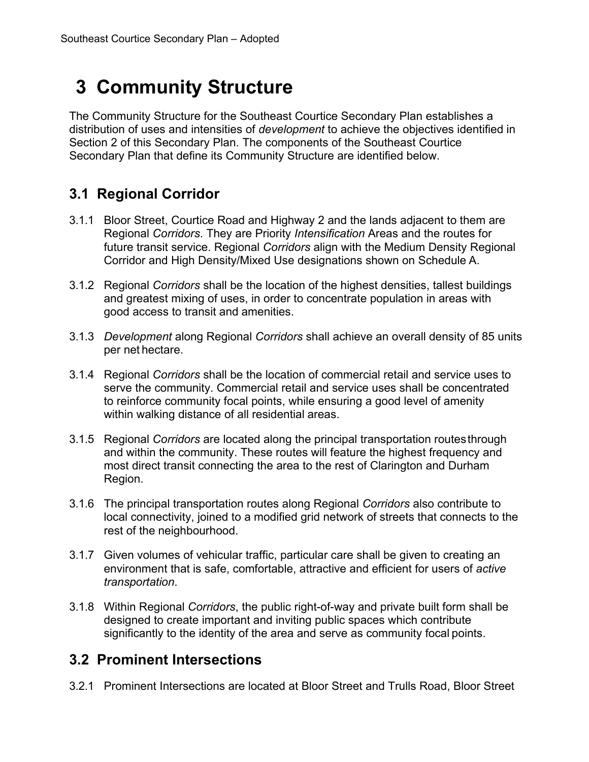# 3 Community Structure

The Community Structure for the Southeast Courtice Secondary Plan establishes a distribution of uses and intensities of *development* to achieve the objectives identified in Section 2 of this Secondary Plan. The components of the Southeast Courtice Secondary Plan that define its Community Structure are identified below.

## 3.1 Regional Corridor

3.1.1 Bloor Street, Courtice Road and Highway 2 and the lands adjacent to them are Regional *Corridors*. They are Priority *Intensification* Areas and the routes for future transit service. Regional *Corridors* align with the Medium Density Regional Corridor and High Density/Mixed Use designations shown on Schedule A.

3.1.2 Regional *Corridors* shall be the location of the highest densities, tallest buildings and greatest mixing of uses, in order to concentrate population in areas with good access to transit and amenities.

3.1.3 *Development* along Regional *Corridors* shall achieve an overall density of 85 units per net hectare.

3.1.4 Regional *Corridors* shall be the location of commercial retail and service uses to serve the community. Commercial retail and service uses shall be concentrated to reinforce community focal points, while ensuring a good level of amenity within walking distance of all residential areas.

3.1.5 Regional *Corridors* are located along the principal transportation routes through and within the community. These routes will feature the highest frequency and most direct transit connecting the area to the rest of Clarington and Durham Region.

3.1.6 The principal transportation routes along Regional *Corridors* also contribute to local connectivity, joined to a modified grid network of streets that connects to the rest of the neighbourhood.

3.1.7 Given volumes of vehicular traffic, particular care shall be given to creating an environment that is safe, comfortable, attractive and efficient for users of *active transportation*.

3.1.8 Within Regional *Corridors*, the public right-of-way and private built form shall be designed to create important and inviting public spaces which contribute significantly to the identity of the area and serve as community focal points.

## 3.2 Prominent Intersections

3.2.1 Prominent Intersections are located at Bloor Street and Trulls Road, Bloor Street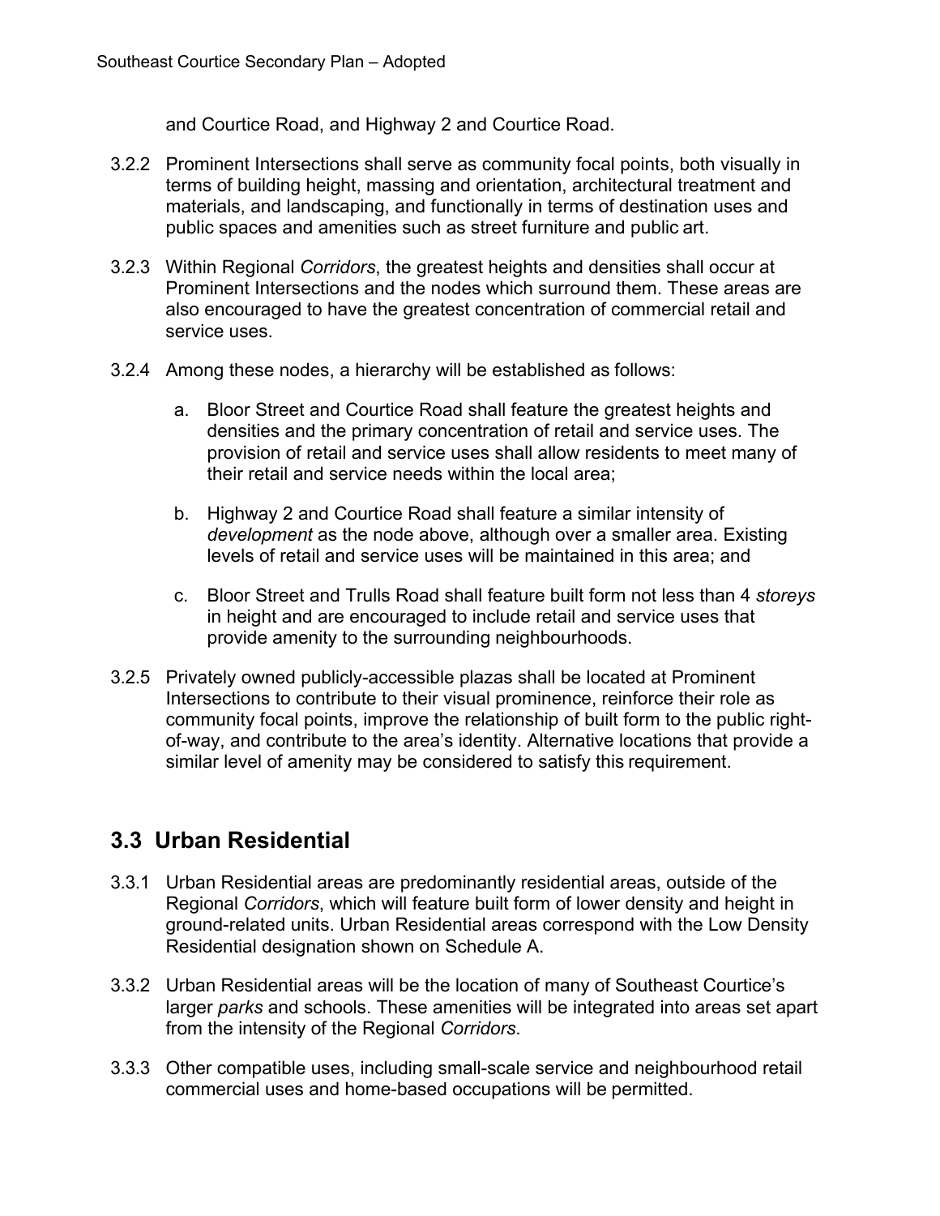and Courtice Road, and Highway 2 and Courtice Road.

3.2.2 Prominent Intersections shall serve as community focal points, both visually in terms of building height, massing and orientation, architectural treatment and materials, and landscaping, and functionally in terms of destination uses and public spaces and amenities such as street furniture and public art.

3.2.3 Within Regional *Corridors*, the greatest heights and densities shall occur at Prominent Intersections and the nodes which surround them. These areas are also encouraged to have the greatest concentration of commercial retail and service uses.

3.2.4 Among these nodes, a hierarchy will be established as follows:

a. Bloor Street and Courtice Road shall feature the greatest heights and densities and the primary concentration of retail and service uses. The provision of retail and service uses shall allow residents to meet many of their retail and service needs within the local area;

b. Highway 2 and Courtice Road shall feature a similar intensity of *development* as the node above, although over a smaller area. Existing levels of retail and service uses will be maintained in this area; and

c. Bloor Street and Trulls Road shall feature built form not less than 4 *storeys* in height and are encouraged to include retail and service uses that provide amenity to the surrounding neighbourhoods.

3.2.5 Privately owned publicly-accessible plazas shall be located at Prominent Intersections to contribute to their visual prominence, reinforce their role as community focal points, improve the relationship of built form to the public right-of-way, and contribute to the area's identity. Alternative locations that provide a similar level of amenity may be considered to satisfy this requirement.

## 3.3 Urban Residential

3.3.1 Urban Residential areas are predominantly residential areas, outside of the Regional *Corridors*, which will feature built form of lower density and height in ground-related units. Urban Residential areas correspond with the Low Density Residential designation shown on Schedule A.

3.3.2 Urban Residential areas will be the location of many of Southeast Courtice's larger *parks* and schools. These amenities will be integrated into areas set apart from the intensity of the Regional *Corridors*.

3.3.3 Other compatible uses, including small-scale service and neighbourhood retail commercial uses and home-based occupations will be permitted.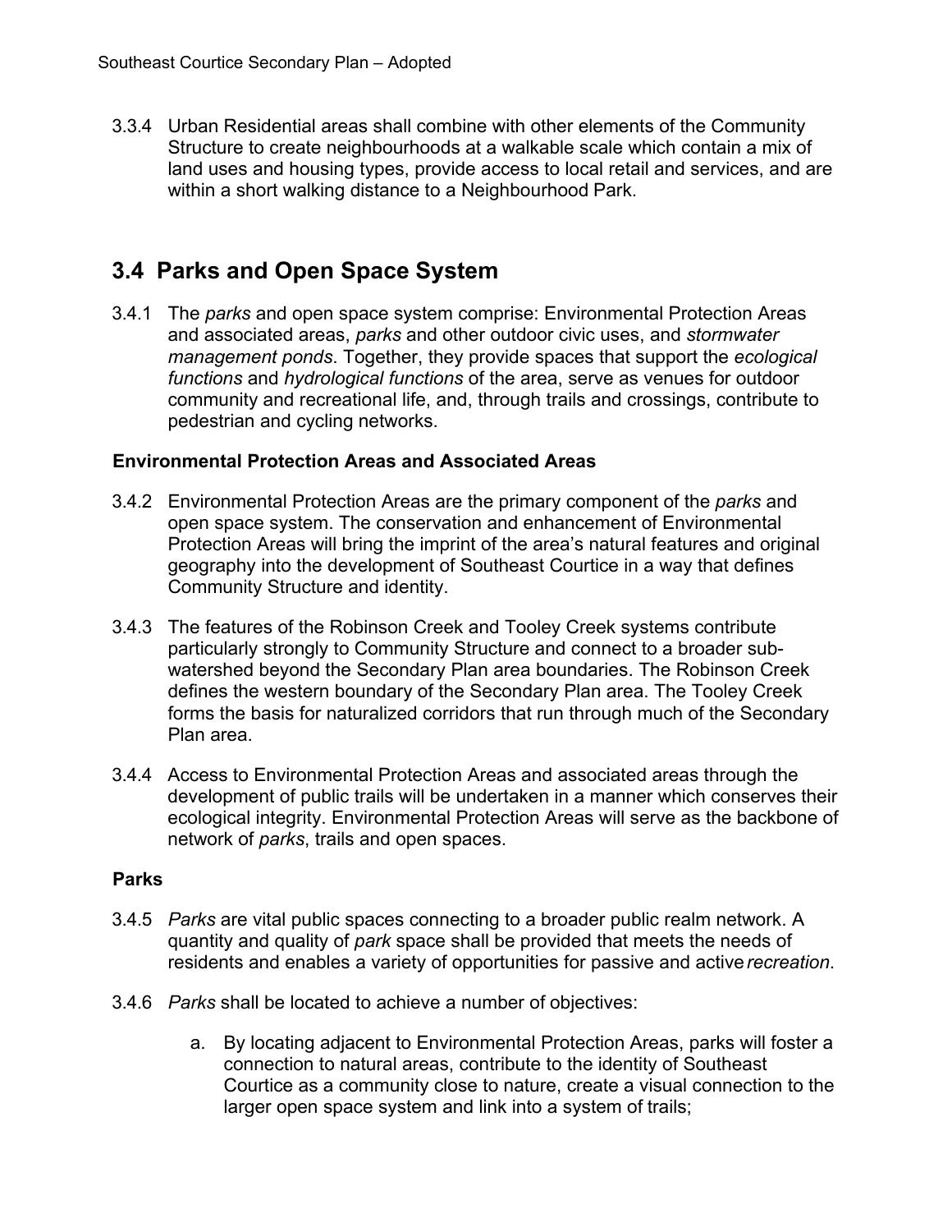3.3.4 Urban Residential areas shall combine with other elements of the Community Structure to create neighbourhoods at a walkable scale which contain a mix of land uses and housing types, provide access to local retail and services, and are within a short walking distance to a Neighbourhood Park.

## 3.4 Parks and Open Space System

3.4.1 The *parks* and open space system comprise: Environmental Protection Areas and associated areas, *parks* and other outdoor civic uses, and *stormwater management ponds*. Together, they provide spaces that support the *ecological functions* and *hydrological functions* of the area, serve as venues for outdoor community and recreational life, and, through trails and crossings, contribute to pedestrian and cycling networks.

### Environmental Protection Areas and Associated Areas

3.4.2 Environmental Protection Areas are the primary component of the *parks* and open space system. The conservation and enhancement of Environmental Protection Areas will bring the imprint of the area's natural features and original geography into the development of Southeast Courtice in a way that defines Community Structure and identity.

3.4.3 The features of the Robinson Creek and Tooley Creek systems contribute particularly strongly to Community Structure and connect to a broader sub-watershed beyond the Secondary Plan area boundaries. The Robinson Creek defines the western boundary of the Secondary Plan area. The Tooley Creek forms the basis for naturalized corridors that run through much of the Secondary Plan area.

3.4.4 Access to Environmental Protection Areas and associated areas through the development of public trails will be undertaken in a manner which conserves their ecological integrity. Environmental Protection Areas will serve as the backbone of network of *parks*, trails and open spaces.

### Parks

3.4.5 *Parks* are vital public spaces connecting to a broader public realm network. A quantity and quality of *park* space shall be provided that meets the needs of residents and enables a variety of opportunities for passive and active *recreation*.

3.4.6 *Parks* shall be located to achieve a number of objectives:

a. By locating adjacent to Environmental Protection Areas, parks will foster a connection to natural areas, contribute to the identity of Southeast Courtice as a community close to nature, create a visual connection to the larger open space system and link into a system of trails;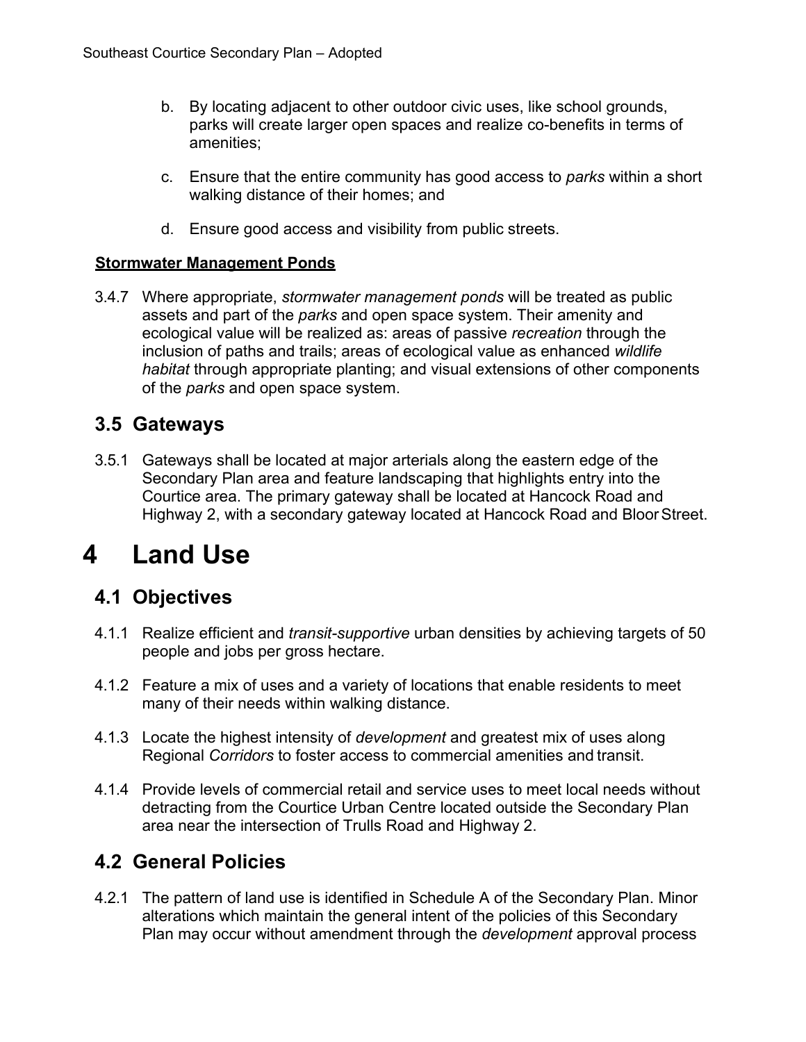b. By locating adjacent to other outdoor civic uses, like school grounds, parks will create larger open spaces and realize co-benefits in terms of amenities;

c. Ensure that the entire community has good access to *parks* within a short walking distance of their homes; and

d. Ensure good access and visibility from public streets.

**Stormwater Management Ponds**

3.4.7 Where appropriate, *stormwater management ponds* will be treated as public assets and part of the *parks* and open space system. Their amenity and ecological value will be realized as: areas of passive *recreation* through the inclusion of paths and trails; areas of ecological value as enhanced *wildlife habitat* through appropriate planting; and visual extensions of other components of the *parks* and open space system.

## 3.5 Gateways

3.5.1 Gateways shall be located at major arterials along the eastern edge of the Secondary Plan area and feature landscaping that highlights entry into the Courtice area. The primary gateway shall be located at Hancock Road and Highway 2, with a secondary gateway located at Hancock Road and Bloor Street.

# 4 Land Use

## 4.1 Objectives

4.1.1 Realize efficient and *transit-supportive* urban densities by achieving targets of 50 people and jobs per gross hectare.

4.1.2 Feature a mix of uses and a variety of locations that enable residents to meet many of their needs within walking distance.

4.1.3 Locate the highest intensity of *development* and greatest mix of uses along Regional *Corridors* to foster access to commercial amenities and transit.

4.1.4 Provide levels of commercial retail and service uses to meet local needs without detracting from the Courtice Urban Centre located outside the Secondary Plan area near the intersection of Trulls Road and Highway 2.

## 4.2 General Policies

4.2.1 The pattern of land use is identified in Schedule A of the Secondary Plan. Minor alterations which maintain the general intent of the policies of this Secondary Plan may occur without amendment through the *development* approval process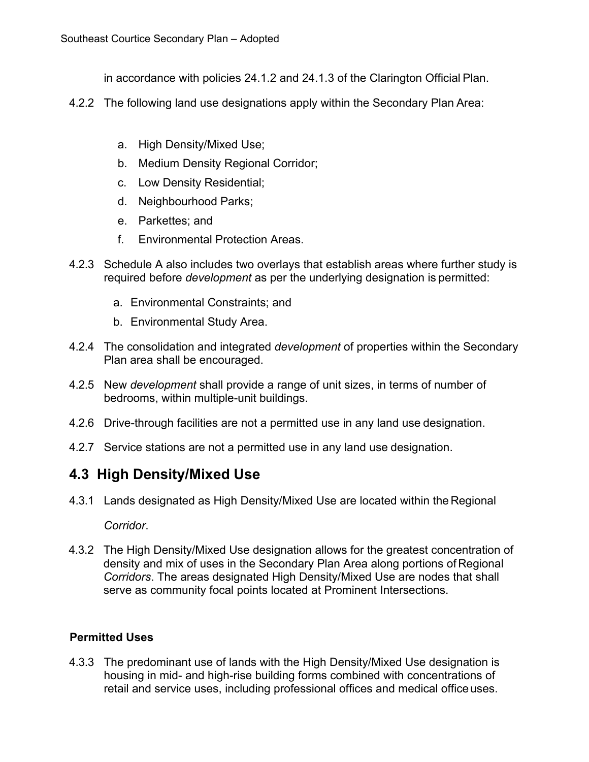in accordance with policies 24.1.2 and 24.1.3 of the Clarington Official Plan.

4.2.2 The following land use designations apply within the Secondary Plan Area:

a. High Density/Mixed Use;
b. Medium Density Regional Corridor;
c. Low Density Residential;
d. Neighbourhood Parks;
e. Parkettes; and
f. Environmental Protection Areas.

4.2.3 Schedule A also includes two overlays that establish areas where further study is required before *development* as per the underlying designation is permitted:

a. Environmental Constraints; and
b. Environmental Study Area.

4.2.4 The consolidation and integrated *development* of properties within the Secondary Plan area shall be encouraged.

4.2.5 New *development* shall provide a range of unit sizes, in terms of number of bedrooms, within multiple-unit buildings.

4.2.6 Drive-through facilities are not a permitted use in any land use designation.

4.2.7 Service stations are not a permitted use in any land use designation.

## 4.3 High Density/Mixed Use

4.3.1 Lands designated as High Density/Mixed Use are located within the Regional *Corridor*.

4.3.2 The High Density/Mixed Use designation allows for the greatest concentration of density and mix of uses in the Secondary Plan Area along portions of Regional *Corridors*. The areas designated High Density/Mixed Use are nodes that shall serve as community focal points located at Prominent Intersections.

**Permitted Uses**

4.3.3 The predominant use of lands with the High Density/Mixed Use designation is housing in mid- and high-rise building forms combined with concentrations of retail and service uses, including professional offices and medical office uses.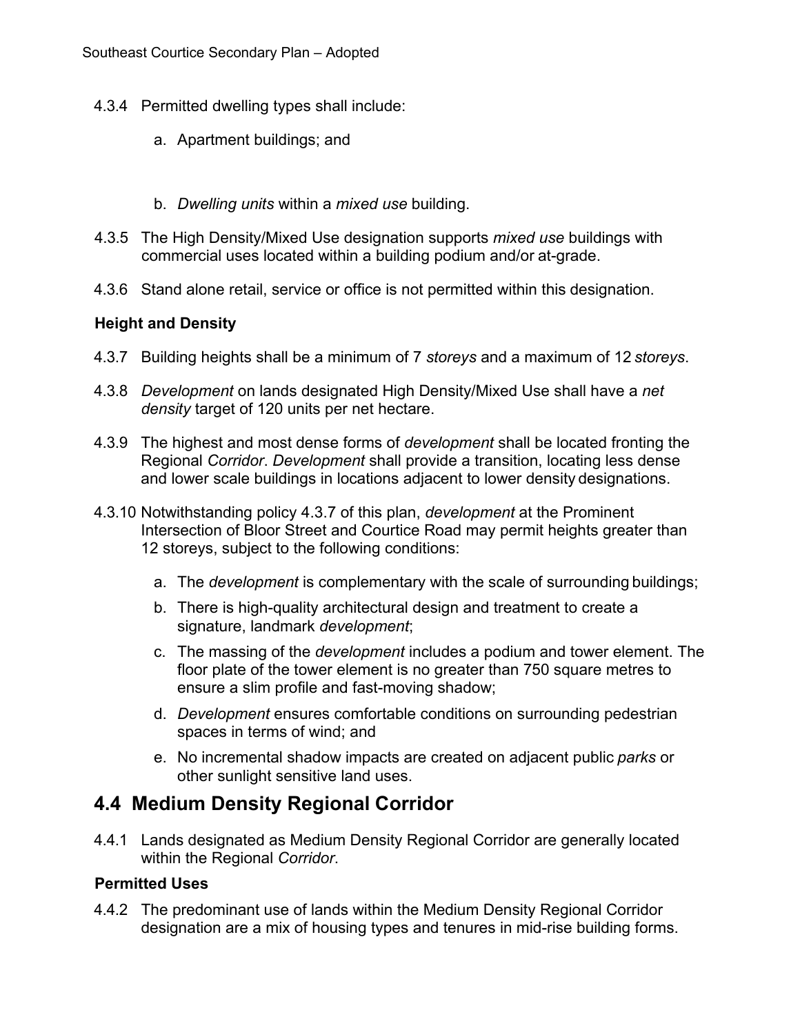4.3.4 Permitted dwelling types shall include:

   a. Apartment buildings; and

   b. *Dwelling units* within a *mixed use* building.

4.3.5 The High Density/Mixed Use designation supports *mixed use* buildings with commercial uses located within a building podium and/or at-grade.

4.3.6 Stand alone retail, service or office is not permitted within this designation.

**Height and Density**

4.3.7 Building heights shall be a minimum of 7 *storeys* and a maximum of 12 *storeys*.

4.3.8 *Development* on lands designated High Density/Mixed Use shall have a *net density* target of 120 units per net hectare.

4.3.9 The highest and most dense forms of *development* shall be located fronting the Regional *Corridor*. *Development* shall provide a transition, locating less dense and lower scale buildings in locations adjacent to lower density designations.

4.3.10 Notwithstanding policy 4.3.7 of this plan, *development* at the Prominent Intersection of Bloor Street and Courtice Road may permit heights greater than 12 storeys, subject to the following conditions:

   a. The *development* is complementary with the scale of surrounding buildings;
   b. There is high-quality architectural design and treatment to create a signature, landmark *development*;
   c. The massing of the *development* includes a podium and tower element. The floor plate of the tower element is no greater than 750 square metres to ensure a slim profile and fast-moving shadow;
   d. *Development* ensures comfortable conditions on surrounding pedestrian spaces in terms of wind; and
   e. No incremental shadow impacts are created on adjacent public *parks* or other sunlight sensitive land uses.

## 4.4 Medium Density Regional Corridor

4.4.1 Lands designated as Medium Density Regional Corridor are generally located within the Regional *Corridor*.

**Permitted Uses**

4.4.2 The predominant use of lands within the Medium Density Regional Corridor designation are a mix of housing types and tenures in mid-rise building forms.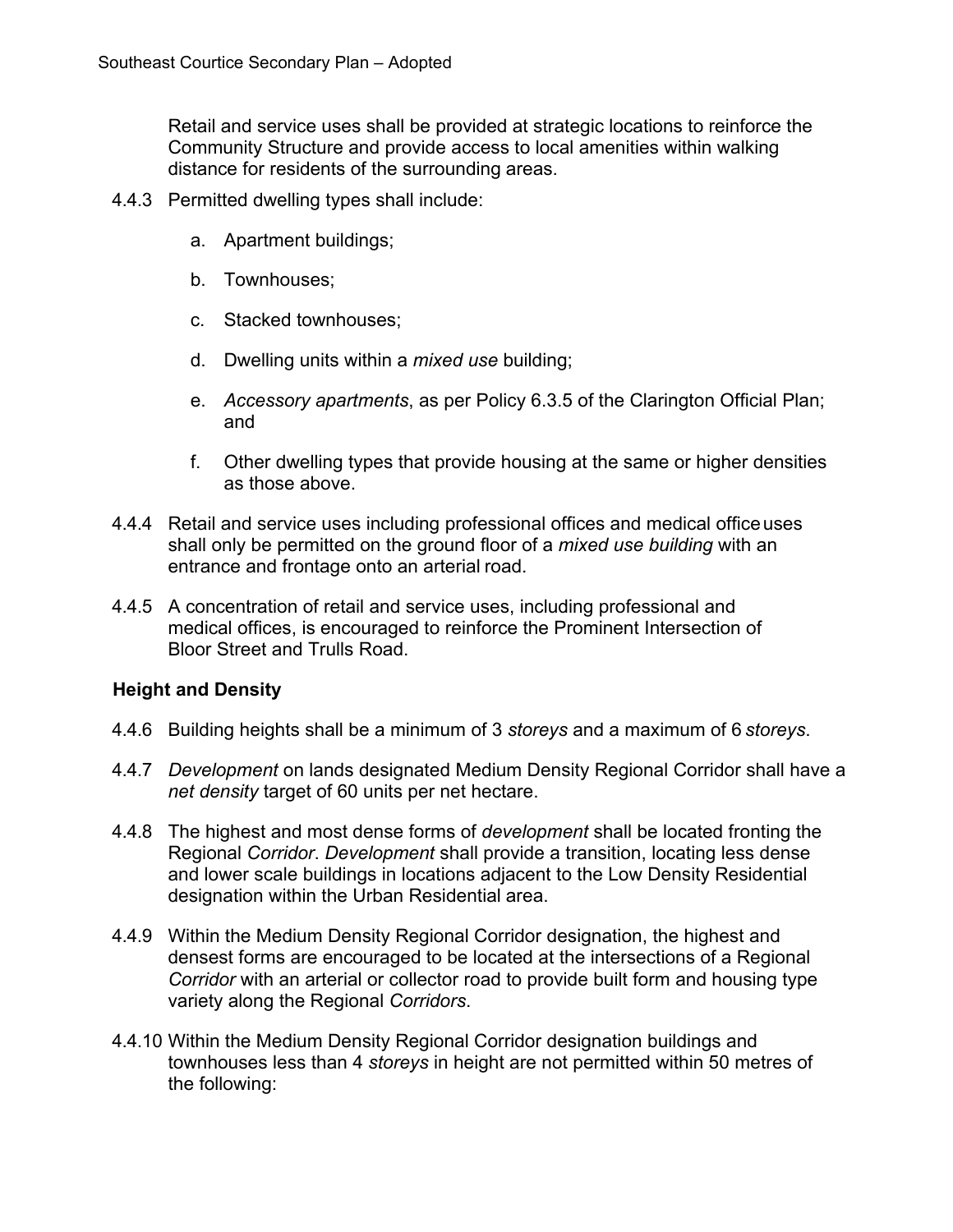Retail and service uses shall be provided at strategic locations to reinforce the Community Structure and provide access to local amenities within walking distance for residents of the surrounding areas.

4.4.3 Permitted dwelling types shall include:

a. Apartment buildings;

b. Townhouses;

c. Stacked townhouses;

d. Dwelling units within a *mixed use* building;

e. *Accessory apartments*, as per Policy 6.3.5 of the Clarington Official Plan; and

f. Other dwelling types that provide housing at the same or higher densities as those above.

4.4.4 Retail and service uses including professional offices and medical office uses shall only be permitted on the ground floor of a *mixed use building* with an entrance and frontage onto an arterial road.

4.4.5 A concentration of retail and service uses, including professional and medical offices, is encouraged to reinforce the Prominent Intersection of Bloor Street and Trulls Road.

**Height and Density**

4.4.6 Building heights shall be a minimum of 3 *storeys* and a maximum of 6 *storeys*.

4.4.7 *Development* on lands designated Medium Density Regional Corridor shall have a *net density* target of 60 units per net hectare.

4.4.8 The highest and most dense forms of *development* shall be located fronting the Regional *Corridor*. *Development* shall provide a transition, locating less dense and lower scale buildings in locations adjacent to the Low Density Residential designation within the Urban Residential area.

4.4.9 Within the Medium Density Regional Corridor designation, the highest and densest forms are encouraged to be located at the intersections of a Regional *Corridor* with an arterial or collector road to provide built form and housing type variety along the Regional *Corridors*.

4.4.10 Within the Medium Density Regional Corridor designation buildings and townhouses less than 4 *storeys* in height are not permitted within 50 metres of the following: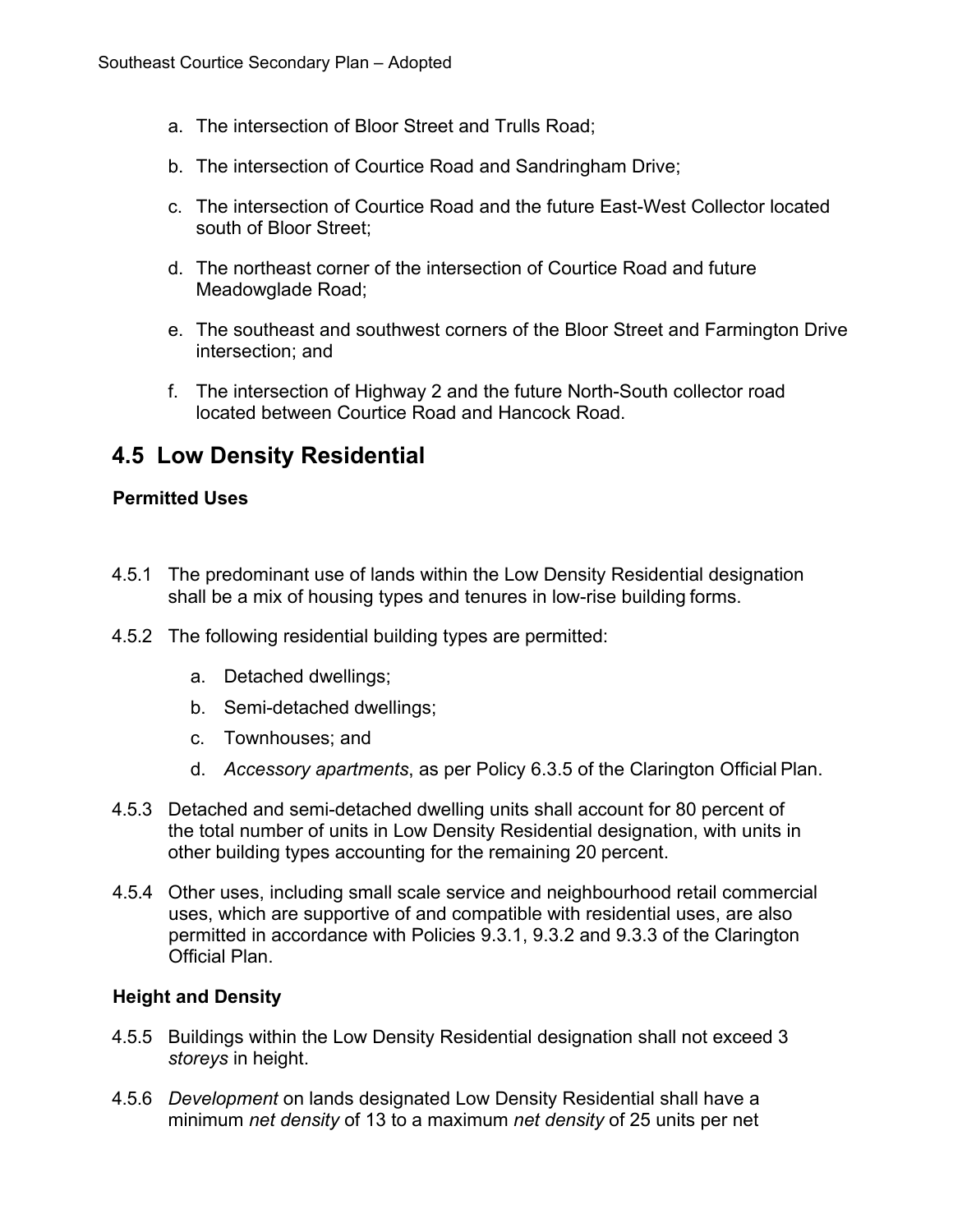a. The intersection of Bloor Street and Trulls Road;

b. The intersection of Courtice Road and Sandringham Drive;

c. The intersection of Courtice Road and the future East-West Collector located south of Bloor Street;

d. The northeast corner of the intersection of Courtice Road and future Meadowglade Road;

e. The southeast and southwest corners of the Bloor Street and Farmington Drive intersection; and

f. The intersection of Highway 2 and the future North-South collector road located between Courtice Road and Hancock Road.

## 4.5 Low Density Residential

**Permitted Uses**

4.5.1 The predominant use of lands within the Low Density Residential designation shall be a mix of housing types and tenures in low-rise building forms.

4.5.2 The following residential building types are permitted:

a. Detached dwellings;

b. Semi-detached dwellings;

c. Townhouses; and

d. *Accessory apartments*, as per Policy 6.3.5 of the Clarington Official Plan.

4.5.3 Detached and semi-detached dwelling units shall account for 80 percent of the total number of units in Low Density Residential designation, with units in other building types accounting for the remaining 20 percent.

4.5.4 Other uses, including small scale service and neighbourhood retail commercial uses, which are supportive of and compatible with residential uses, are also permitted in accordance with Policies 9.3.1, 9.3.2 and 9.3.3 of the Clarington Official Plan.

**Height and Density**

4.5.5 Buildings within the Low Density Residential designation shall not exceed 3 *storeys* in height.

4.5.6 *Development* on lands designated Low Density Residential shall have a minimum *net density* of 13 to a maximum *net density* of 25 units per net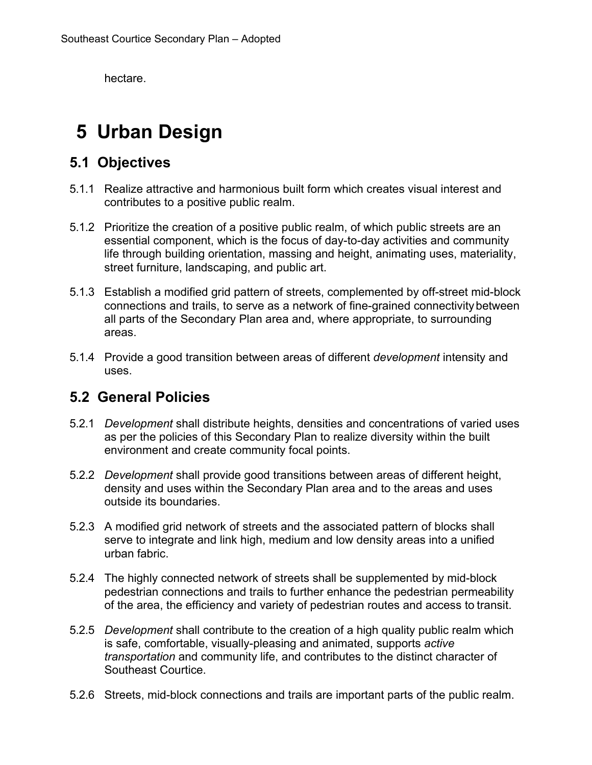hectare.

# 5 Urban Design

## 5.1 Objectives

5.1.1 Realize attractive and harmonious built form which creates visual interest and contributes to a positive public realm.

5.1.2 Prioritize the creation of a positive public realm, of which public streets are an essential component, which is the focus of day-to-day activities and community life through building orientation, massing and height, animating uses, materiality, street furniture, landscaping, and public art.

5.1.3 Establish a modified grid pattern of streets, complemented by off-street mid-block connections and trails, to serve as a network of fine-grained connectivity between all parts of the Secondary Plan area and, where appropriate, to surrounding areas.

5.1.4 Provide a good transition between areas of different *development* intensity and uses.

## 5.2 General Policies

5.2.1 *Development* shall distribute heights, densities and concentrations of varied uses as per the policies of this Secondary Plan to realize diversity within the built environment and create community focal points.

5.2.2 *Development* shall provide good transitions between areas of different height, density and uses within the Secondary Plan area and to the areas and uses outside its boundaries.

5.2.3 A modified grid network of streets and the associated pattern of blocks shall serve to integrate and link high, medium and low density areas into a unified urban fabric.

5.2.4 The highly connected network of streets shall be supplemented by mid-block pedestrian connections and trails to further enhance the pedestrian permeability of the area, the efficiency and variety of pedestrian routes and access to transit.

5.2.5 *Development* shall contribute to the creation of a high quality public realm which is safe, comfortable, visually-pleasing and animated, supports *active transportation* and community life, and contributes to the distinct character of Southeast Courtice.

5.2.6 Streets, mid-block connections and trails are important parts of the public realm.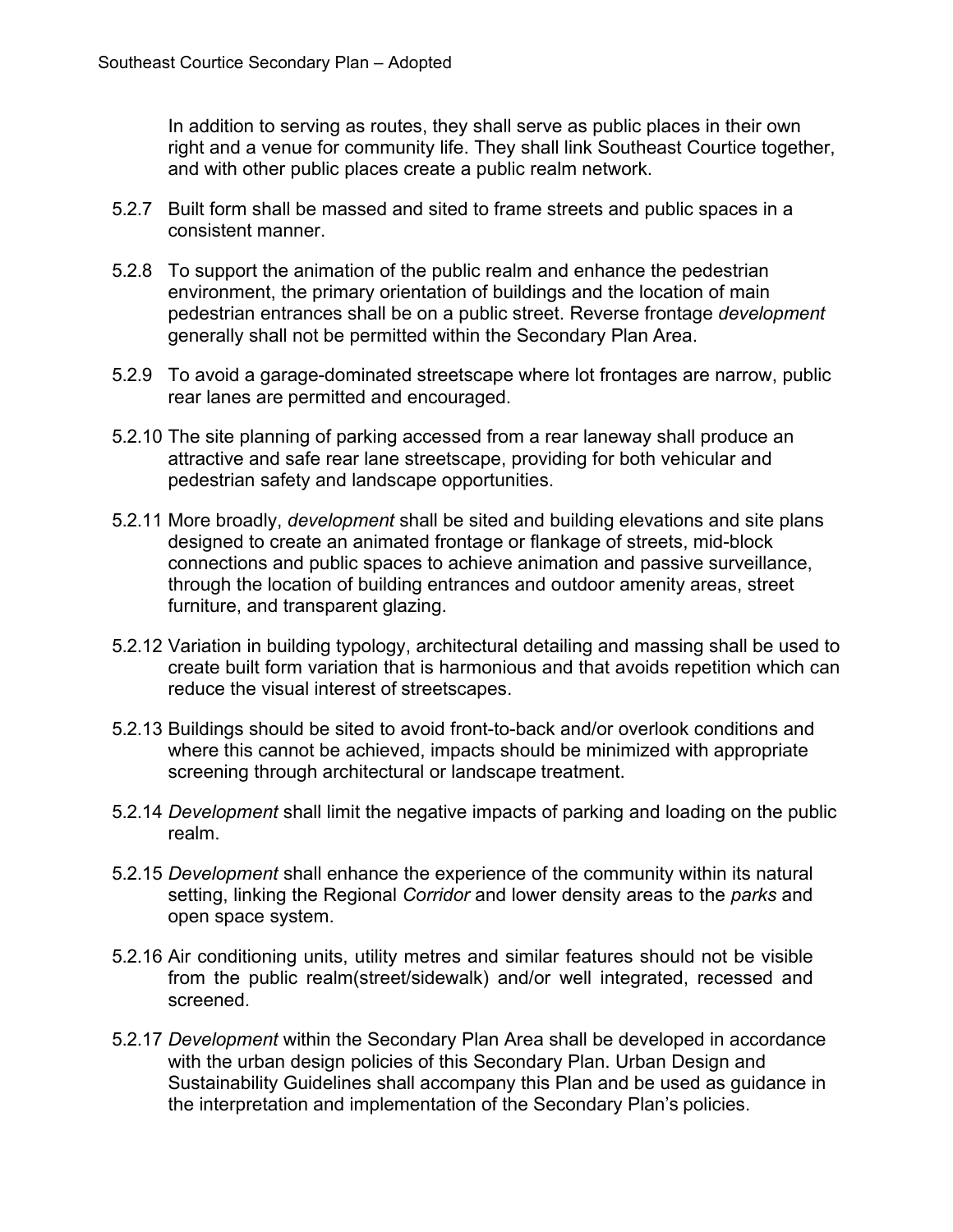In addition to serving as routes, they shall serve as public places in their own right and a venue for community life. They shall link Southeast Courtice together, and with other public places create a public realm network.

5.2.7 Built form shall be massed and sited to frame streets and public spaces in a consistent manner.

5.2.8 To support the animation of the public realm and enhance the pedestrian environment, the primary orientation of buildings and the location of main pedestrian entrances shall be on a public street. Reverse frontage *development* generally shall not be permitted within the Secondary Plan Area.

5.2.9 To avoid a garage-dominated streetscape where lot frontages are narrow, public rear lanes are permitted and encouraged.

5.2.10 The site planning of parking accessed from a rear laneway shall produce an attractive and safe rear lane streetscape, providing for both vehicular and pedestrian safety and landscape opportunities.

5.2.11 More broadly, *development* shall be sited and building elevations and site plans designed to create an animated frontage or flankage of streets, mid-block connections and public spaces to achieve animation and passive surveillance, through the location of building entrances and outdoor amenity areas, street furniture, and transparent glazing.

5.2.12 Variation in building typology, architectural detailing and massing shall be used to create built form variation that is harmonious and that avoids repetition which can reduce the visual interest of streetscapes.

5.2.13 Buildings should be sited to avoid front-to-back and/or overlook conditions and where this cannot be achieved, impacts should be minimized with appropriate screening through architectural or landscape treatment.

5.2.14 *Development* shall limit the negative impacts of parking and loading on the public realm.

5.2.15 *Development* shall enhance the experience of the community within its natural setting, linking the Regional *Corridor* and lower density areas to the *parks* and open space system.

5.2.16 Air conditioning units, utility metres and similar features should not be visible from the public realm(street/sidewalk) and/or well integrated, recessed and screened.

5.2.17 *Development* within the Secondary Plan Area shall be developed in accordance with the urban design policies of this Secondary Plan. Urban Design and Sustainability Guidelines shall accompany this Plan and be used as guidance in the interpretation and implementation of the Secondary Plan's policies.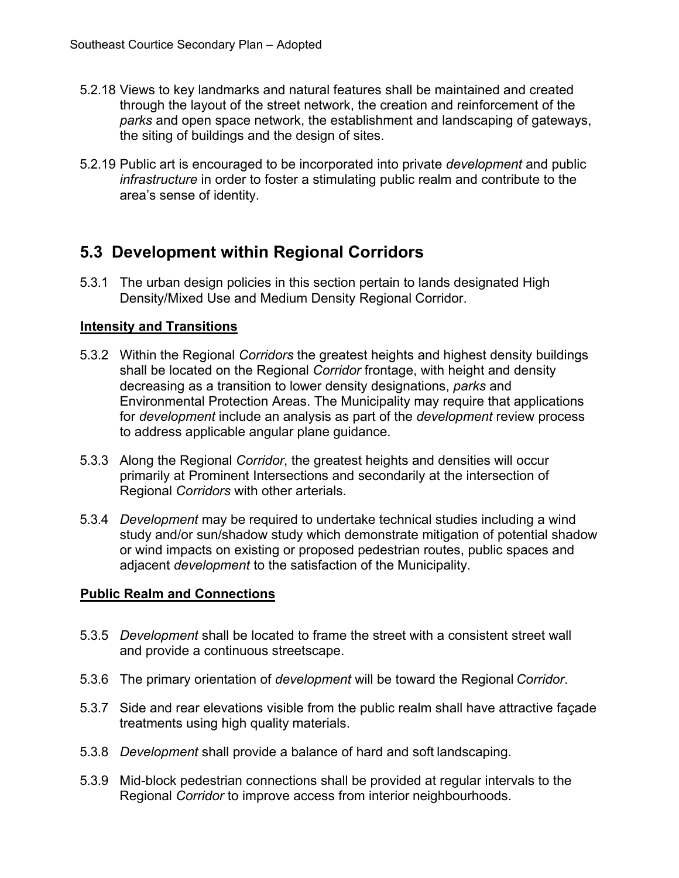5.2.18 Views to key landmarks and natural features shall be maintained and created through the layout of the street network, the creation and reinforcement of the *parks* and open space network, the establishment and landscaping of gateways, the siting of buildings and the design of sites.

5.2.19 Public art is encouraged to be incorporated into private *development* and public *infrastructure* in order to foster a stimulating public realm and contribute to the area's sense of identity.

## 5.3 Development within Regional Corridors

5.3.1 The urban design policies in this section pertain to lands designated High Density/Mixed Use and Medium Density Regional Corridor.

**Intensity and Transitions**

5.3.2 Within the Regional *Corridors* the greatest heights and highest density buildings shall be located on the Regional *Corridor* frontage, with height and density decreasing as a transition to lower density designations, *parks* and Environmental Protection Areas. The Municipality may require that applications for *development* include an analysis as part of the *development* review process to address applicable angular plane guidance.

5.3.3 Along the Regional *Corridor*, the greatest heights and densities will occur primarily at Prominent Intersections and secondarily at the intersection of Regional *Corridors* with other arterials.

5.3.4 *Development* may be required to undertake technical studies including a wind study and/or sun/shadow study which demonstrate mitigation of potential shadow or wind impacts on existing or proposed pedestrian routes, public spaces and adjacent *development* to the satisfaction of the Municipality.

**Public Realm and Connections**

5.3.5 *Development* shall be located to frame the street with a consistent street wall and provide a continuous streetscape.

5.3.6 The primary orientation of *development* will be toward the Regional *Corridor*.

5.3.7 Side and rear elevations visible from the public realm shall have attractive façade treatments using high quality materials.

5.3.8 *Development* shall provide a balance of hard and soft landscaping.

5.3.9 Mid-block pedestrian connections shall be provided at regular intervals to the Regional *Corridor* to improve access from interior neighbourhoods.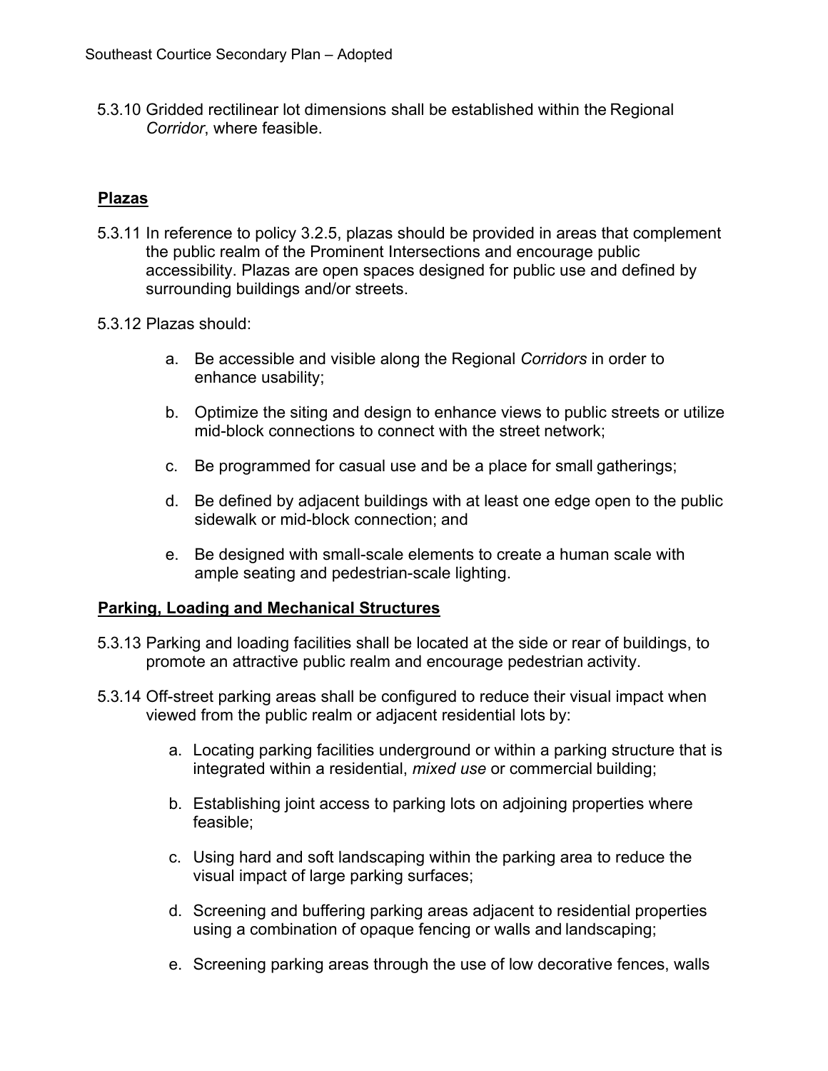5.3.10 Gridded rectilinear lot dimensions shall be established within the Regional *Corridor*, where feasible.

**Plazas**

5.3.11 In reference to policy 3.2.5, plazas should be provided in areas that complement the public realm of the Prominent Intersections and encourage public accessibility. Plazas are open spaces designed for public use and defined by surrounding buildings and/or streets.

5.3.12 Plazas should:

a. Be accessible and visible along the Regional *Corridors* in order to enhance usability;

b. Optimize the siting and design to enhance views to public streets or utilize mid-block connections to connect with the street network;

c. Be programmed for casual use and be a place for small gatherings;

d. Be defined by adjacent buildings with at least one edge open to the public sidewalk or mid-block connection; and

e. Be designed with small-scale elements to create a human scale with ample seating and pedestrian-scale lighting.

**Parking, Loading and Mechanical Structures**

5.3.13 Parking and loading facilities shall be located at the side or rear of buildings, to promote an attractive public realm and encourage pedestrian activity.

5.3.14 Off-street parking areas shall be configured to reduce their visual impact when viewed from the public realm or adjacent residential lots by:

a. Locating parking facilities underground or within a parking structure that is integrated within a residential, *mixed use* or commercial building;

b. Establishing joint access to parking lots on adjoining properties where feasible;

c. Using hard and soft landscaping within the parking area to reduce the visual impact of large parking surfaces;

d. Screening and buffering parking areas adjacent to residential properties using a combination of opaque fencing or walls and landscaping;

e. Screening parking areas through the use of low decorative fences, walls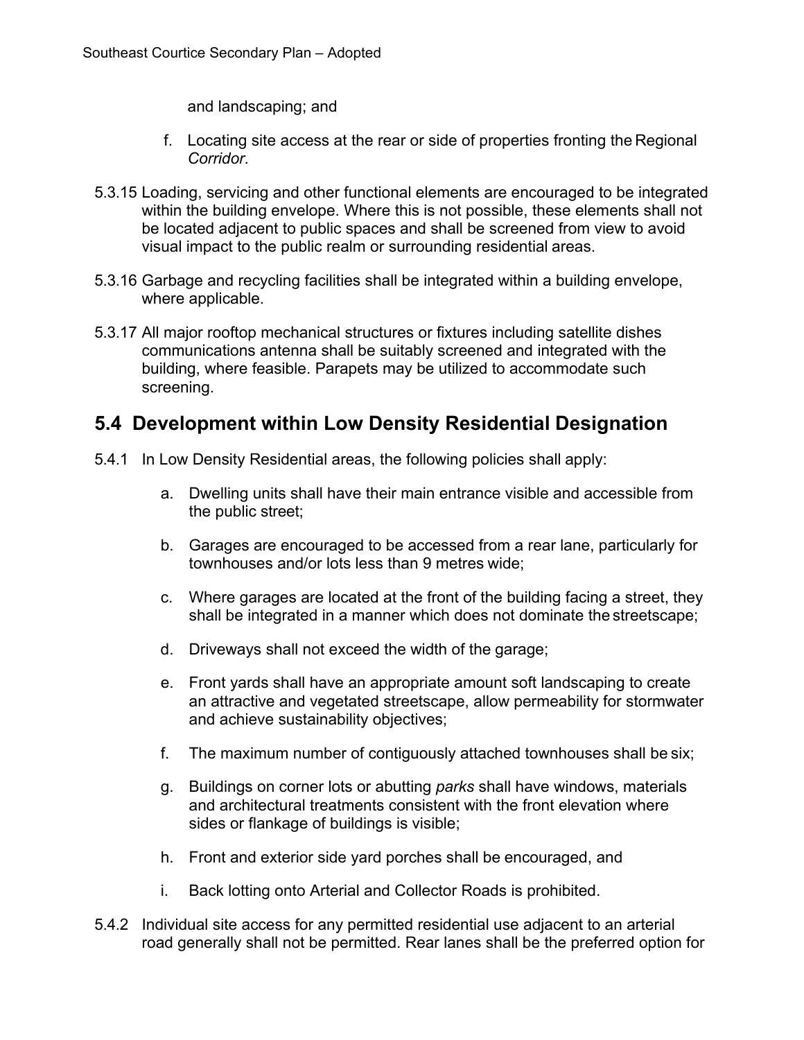and landscaping; and

f. Locating site access at the rear or side of properties fronting the Regional *Corridor*.

5.3.15 Loading, servicing and other functional elements are encouraged to be integrated within the building envelope. Where this is not possible, these elements shall not be located adjacent to public spaces and shall be screened from view to avoid visual impact to the public realm or surrounding residential areas.

5.3.16 Garbage and recycling facilities shall be integrated within a building envelope, where applicable.

5.3.17 All major rooftop mechanical structures or fixtures including satellite dishes communications antenna shall be suitably screened and integrated with the building, where feasible. Parapets may be utilized to accommodate such screening.

## 5.4 Development within Low Density Residential Designation

5.4.1 In Low Density Residential areas, the following policies shall apply:

a. Dwelling units shall have their main entrance visible and accessible from the public street;

b. Garages are encouraged to be accessed from a rear lane, particularly for townhouses and/or lots less than 9 metres wide;

c. Where garages are located at the front of the building facing a street, they shall be integrated in a manner which does not dominate the streetscape;

d. Driveways shall not exceed the width of the garage;

e. Front yards shall have an appropriate amount soft landscaping to create an attractive and vegetated streetscape, allow permeability for stormwater and achieve sustainability objectives;

f. The maximum number of contiguously attached townhouses shall be six;

g. Buildings on corner lots or abutting *parks* shall have windows, materials and architectural treatments consistent with the front elevation where sides or flankage of buildings is visible;

h. Front and exterior side yard porches shall be encouraged, and

i. Back lotting onto Arterial and Collector Roads is prohibited.

5.4.2 Individual site access for any permitted residential use adjacent to an arterial road generally shall not be permitted. Rear lanes shall be the preferred option for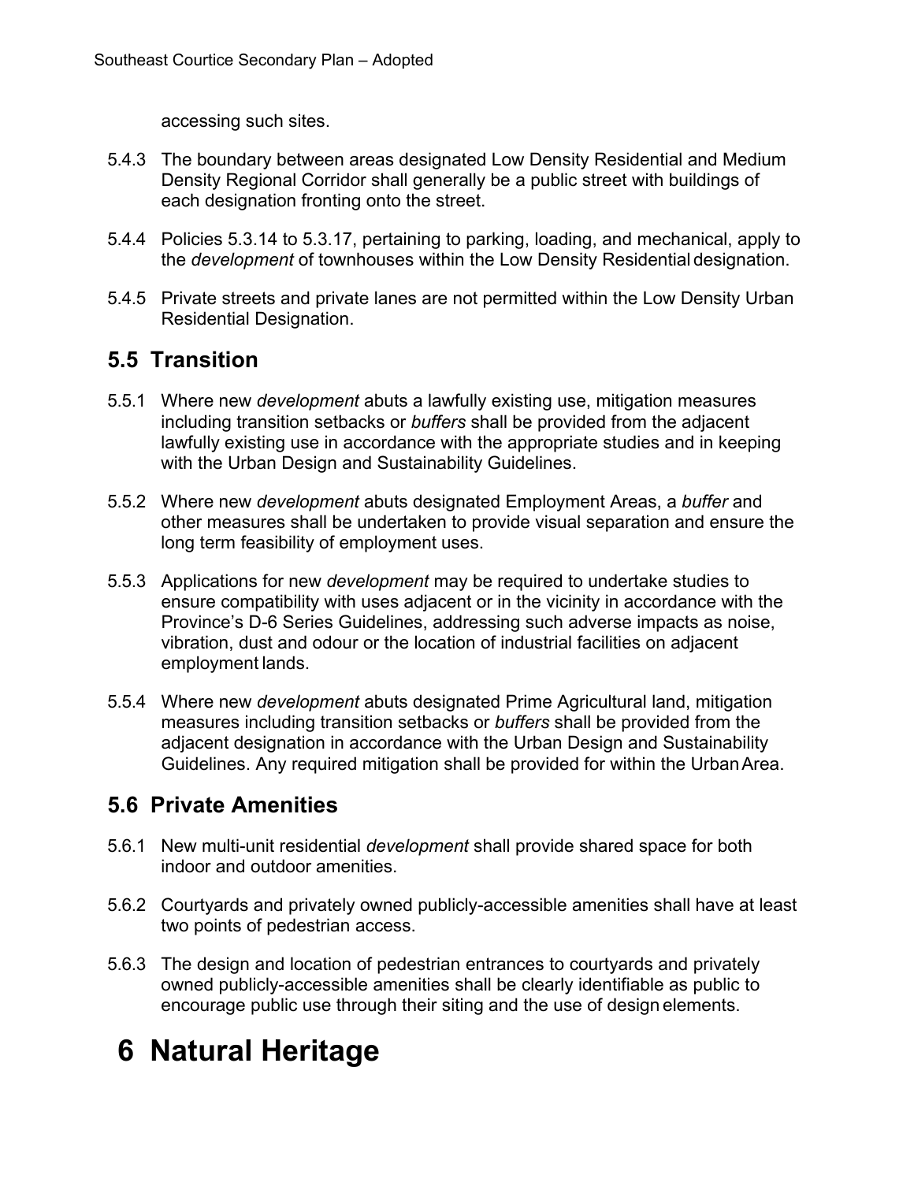accessing such sites.

5.4.3 The boundary between areas designated Low Density Residential and Medium Density Regional Corridor shall generally be a public street with buildings of each designation fronting onto the street.

5.4.4 Policies 5.3.14 to 5.3.17, pertaining to parking, loading, and mechanical, apply to the *development* of townhouses within the Low Density Residential designation.

5.4.5 Private streets and private lanes are not permitted within the Low Density Urban Residential Designation.

## 5.5 Transition

5.5.1 Where new *development* abuts a lawfully existing use, mitigation measures including transition setbacks or *buffers* shall be provided from the adjacent lawfully existing use in accordance with the appropriate studies and in keeping with the Urban Design and Sustainability Guidelines.

5.5.2 Where new *development* abuts designated Employment Areas, a *buffer* and other measures shall be undertaken to provide visual separation and ensure the long term feasibility of employment uses.

5.5.3 Applications for new *development* may be required to undertake studies to ensure compatibility with uses adjacent or in the vicinity in accordance with the Province's D-6 Series Guidelines, addressing such adverse impacts as noise, vibration, dust and odour or the location of industrial facilities on adjacent employment lands.

5.5.4 Where new *development* abuts designated Prime Agricultural land, mitigation measures including transition setbacks or *buffers* shall be provided from the adjacent designation in accordance with the Urban Design and Sustainability Guidelines. Any required mitigation shall be provided for within the Urban Area.

## 5.6 Private Amenities

5.6.1 New multi-unit residential *development* shall provide shared space for both indoor and outdoor amenities.

5.6.2 Courtyards and privately owned publicly-accessible amenities shall have at least two points of pedestrian access.

5.6.3 The design and location of pedestrian entrances to courtyards and privately owned publicly-accessible amenities shall be clearly identifiable as public to encourage public use through their siting and the use of design elements.

# 6 Natural Heritage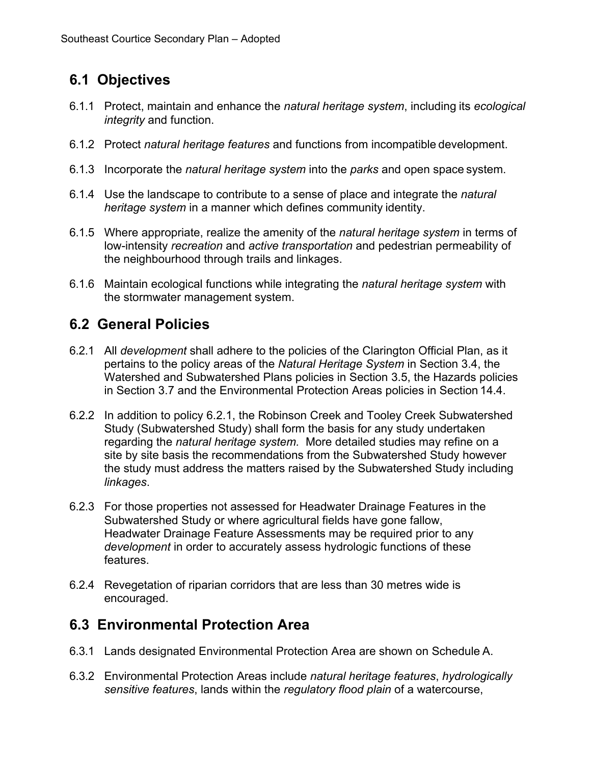## 6.1 Objectives

6.1.1 Protect, maintain and enhance the *natural heritage system*, including its *ecological integrity* and function.

6.1.2 Protect *natural heritage features* and functions from incompatible development.

6.1.3 Incorporate the *natural heritage system* into the *parks* and open space system.

6.1.4 Use the landscape to contribute to a sense of place and integrate the *natural heritage system* in a manner which defines community identity.

6.1.5 Where appropriate, realize the amenity of the *natural heritage system* in terms of low-intensity *recreation* and *active transportation* and pedestrian permeability of the neighbourhood through trails and linkages.

6.1.6 Maintain ecological functions while integrating the *natural heritage system* with the stormwater management system.

## 6.2 General Policies

6.2.1 All *development* shall adhere to the policies of the Clarington Official Plan, as it pertains to the policy areas of the *Natural Heritage System* in Section 3.4, the Watershed and Subwatershed Plans policies in Section 3.5, the Hazards policies in Section 3.7 and the Environmental Protection Areas policies in Section 14.4.

6.2.2 In addition to policy 6.2.1, the Robinson Creek and Tooley Creek Subwatershed Study (Subwatershed Study) shall form the basis for any study undertaken regarding the *natural heritage system.* More detailed studies may refine on a site by site basis the recommendations from the Subwatershed Study however the study must address the matters raised by the Subwatershed Study including *linkages*.

6.2.3 For those properties not assessed for Headwater Drainage Features in the Subwatershed Study or where agricultural fields have gone fallow, Headwater Drainage Feature Assessments may be required prior to any *development* in order to accurately assess hydrologic functions of these features.

6.2.4 Revegetation of riparian corridors that are less than 30 metres wide is encouraged.

## 6.3 Environmental Protection Area

6.3.1 Lands designated Environmental Protection Area are shown on Schedule A.

6.3.2 Environmental Protection Areas include *natural heritage features*, *hydrologically sensitive features*, lands within the *regulatory flood plain* of a watercourse,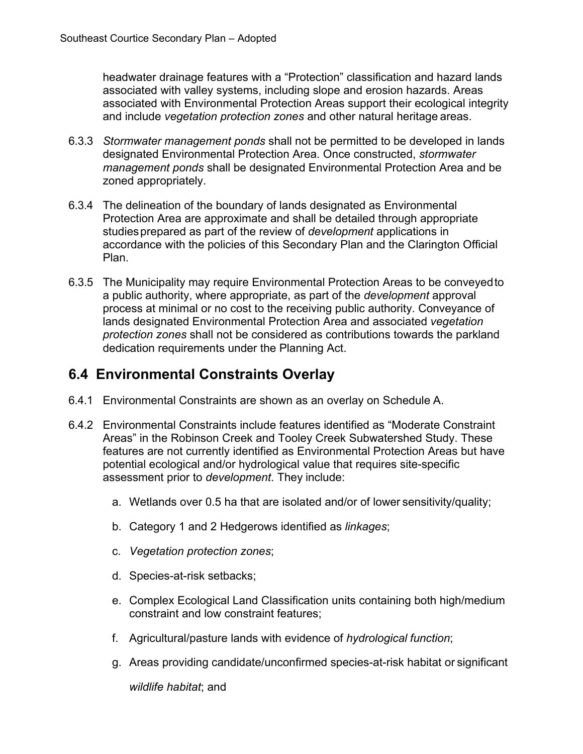headwater drainage features with a “Protection” classification and hazard lands associated with valley systems, including slope and erosion hazards. Areas associated with Environmental Protection Areas support their ecological integrity and include *vegetation protection zones* and other natural heritage areas.

6.3.3 *Stormwater management ponds* shall not be permitted to be developed in lands designated Environmental Protection Area. Once constructed, *stormwater management ponds* shall be designated Environmental Protection Area and be zoned appropriately.

6.3.4 The delineation of the boundary of lands designated as Environmental Protection Area are approximate and shall be detailed through appropriate studies prepared as part of the review of *development* applications in accordance with the policies of this Secondary Plan and the Clarington Official Plan.

6.3.5 The Municipality may require Environmental Protection Areas to be conveyed to a public authority, where appropriate, as part of the *development* approval process at minimal or no cost to the receiving public authority. Conveyance of lands designated Environmental Protection Area and associated *vegetation protection zones* shall not be considered as contributions towards the parkland dedication requirements under the Planning Act.

## 6.4 Environmental Constraints Overlay

6.4.1 Environmental Constraints are shown as an overlay on Schedule A.

6.4.2 Environmental Constraints include features identified as “Moderate Constraint Areas” in the Robinson Creek and Tooley Creek Subwatershed Study. These features are not currently identified as Environmental Protection Areas but have potential ecological and/or hydrological value that requires site-specific assessment prior to *development*. They include:

a. Wetlands over 0.5 ha that are isolated and/or of lower sensitivity/quality;

b. Category 1 and 2 Hedgerows identified as *linkages*;

c. *Vegetation protection zones*;

d. Species-at-risk setbacks;

e. Complex Ecological Land Classification units containing both high/medium constraint and low constraint features;

f. Agricultural/pasture lands with evidence of *hydrological function*;

g. Areas providing candidate/unconfirmed species-at-risk habitat or significant *wildlife habitat*; and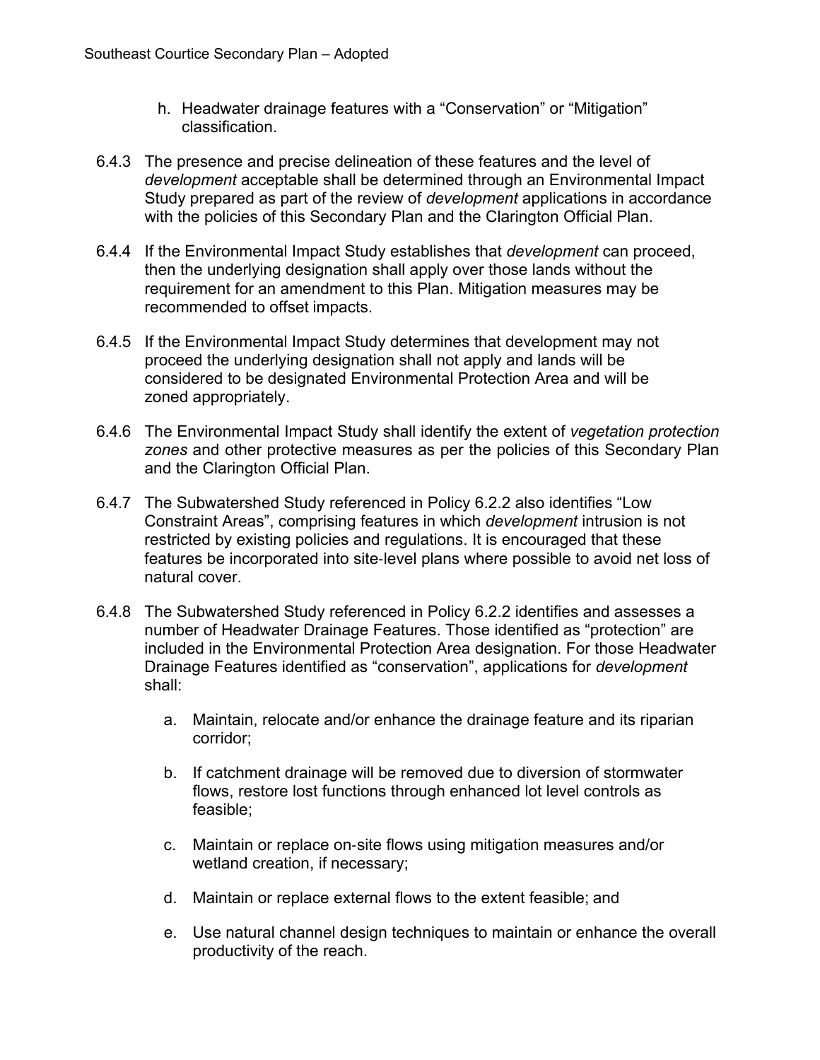h. Headwater drainage features with a “Conservation” or “Mitigation” classification.

6.4.3 The presence and precise delineation of these features and the level of *development* acceptable shall be determined through an Environmental Impact Study prepared as part of the review of *development* applications in accordance with the policies of this Secondary Plan and the Clarington Official Plan.

6.4.4 If the Environmental Impact Study establishes that *development* can proceed, then the underlying designation shall apply over those lands without the requirement for an amendment to this Plan. Mitigation measures may be recommended to offset impacts.

6.4.5 If the Environmental Impact Study determines that development may not proceed the underlying designation shall not apply and lands will be considered to be designated Environmental Protection Area and will be zoned appropriately.

6.4.6 The Environmental Impact Study shall identify the extent of *vegetation protection zones* and other protective measures as per the policies of this Secondary Plan and the Clarington Official Plan.

6.4.7 The Subwatershed Study referenced in Policy 6.2.2 also identifies “Low Constraint Areas”, comprising features in which *development* intrusion is not restricted by existing policies and regulations. It is encouraged that these features be incorporated into site-level plans where possible to avoid net loss of natural cover.

6.4.8 The Subwatershed Study referenced in Policy 6.2.2 identifies and assesses a number of Headwater Drainage Features. Those identified as “protection” are included in the Environmental Protection Area designation. For those Headwater Drainage Features identified as “conservation”, applications for *development* shall:

a. Maintain, relocate and/or enhance the drainage feature and its riparian corridor;

b. If catchment drainage will be removed due to diversion of stormwater flows, restore lost functions through enhanced lot level controls as feasible;

c. Maintain or replace on-site flows using mitigation measures and/or wetland creation, if necessary;

d. Maintain or replace external flows to the extent feasible; and

e. Use natural channel design techniques to maintain or enhance the overall productivity of the reach.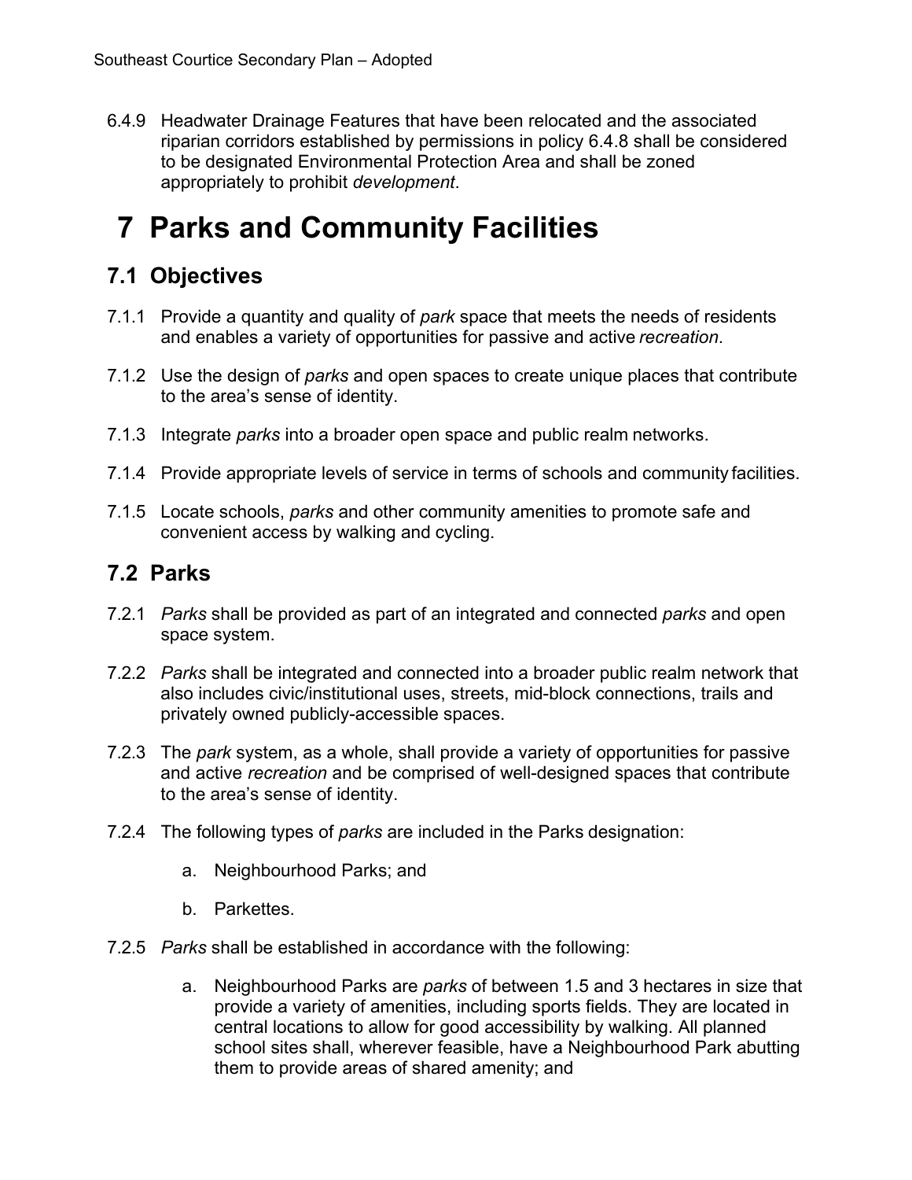6.4.9 Headwater Drainage Features that have been relocated and the associated riparian corridors established by permissions in policy 6.4.8 shall be considered to be designated Environmental Protection Area and shall be zoned appropriately to prohibit *development*.

# 7 Parks and Community Facilities

## 7.1 Objectives

7.1.1 Provide a quantity and quality of *park* space that meets the needs of residents and enables a variety of opportunities for passive and active *recreation*.

7.1.2 Use the design of *parks* and open spaces to create unique places that contribute to the area's sense of identity.

7.1.3 Integrate *parks* into a broader open space and public realm networks.

7.1.4 Provide appropriate levels of service in terms of schools and community facilities.

7.1.5 Locate schools, *parks* and other community amenities to promote safe and convenient access by walking and cycling.

## 7.2 Parks

7.2.1 *Parks* shall be provided as part of an integrated and connected *parks* and open space system.

7.2.2 *Parks* shall be integrated and connected into a broader public realm network that also includes civic/institutional uses, streets, mid-block connections, trails and privately owned publicly-accessible spaces.

7.2.3 The *park* system, as a whole, shall provide a variety of opportunities for passive and active *recreation* and be comprised of well-designed spaces that contribute to the area's sense of identity.

7.2.4 The following types of *parks* are included in the Parks designation:

   a. Neighbourhood Parks; and

   b. Parkettes.

7.2.5 *Parks* shall be established in accordance with the following:

   a. Neighbourhood Parks are *parks* of between 1.5 and 3 hectares in size that provide a variety of amenities, including sports fields. They are located in central locations to allow for good accessibility by walking. All planned school sites shall, wherever feasible, have a Neighbourhood Park abutting them to provide areas of shared amenity; and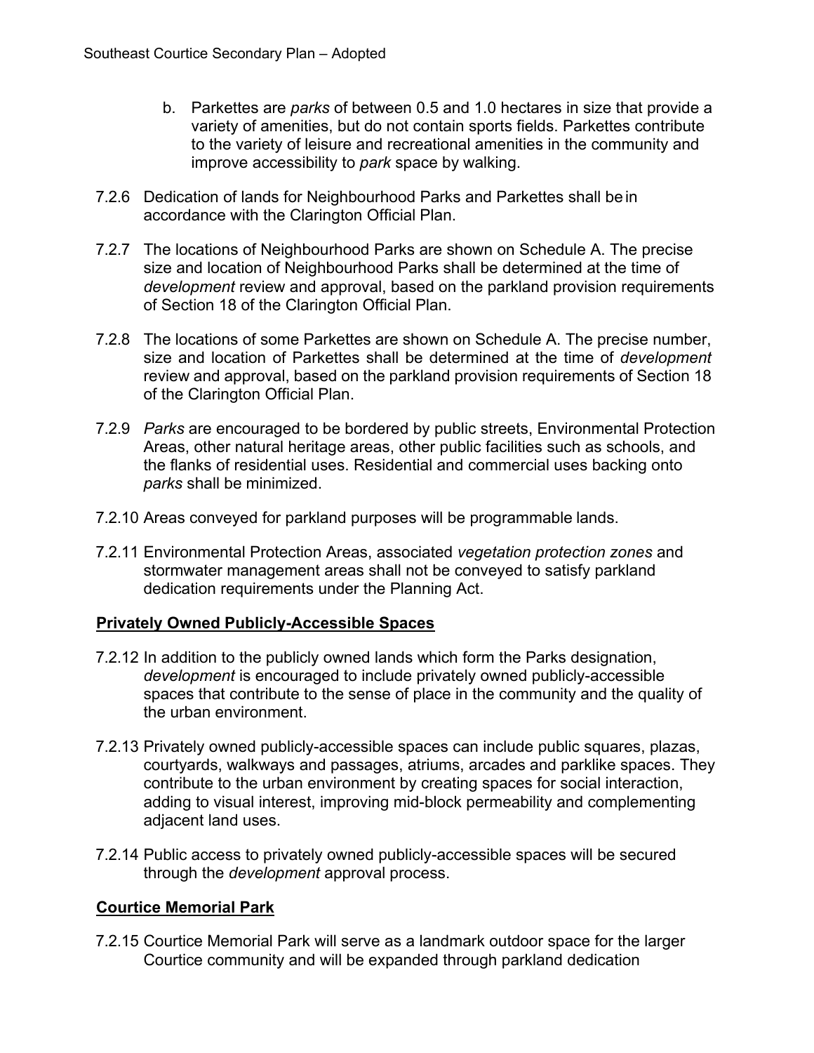b. Parkettes are *parks* of between 0.5 and 1.0 hectares in size that provide a variety of amenities, but do not contain sports fields. Parkettes contribute to the variety of leisure and recreational amenities in the community and improve accessibility to *park* space by walking.

7.2.6 Dedication of lands for Neighbourhood Parks and Parkettes shall be in accordance with the Clarington Official Plan.

7.2.7 The locations of Neighbourhood Parks are shown on Schedule A. The precise size and location of Neighbourhood Parks shall be determined at the time of *development* review and approval, based on the parkland provision requirements of Section 18 of the Clarington Official Plan.

7.2.8 The locations of some Parkettes are shown on Schedule A. The precise number, size and location of Parkettes shall be determined at the time of *development* review and approval, based on the parkland provision requirements of Section 18 of the Clarington Official Plan.

7.2.9 *Parks* are encouraged to be bordered by public streets, Environmental Protection Areas, other natural heritage areas, other public facilities such as schools, and the flanks of residential uses. Residential and commercial uses backing onto *parks* shall be minimized.

7.2.10 Areas conveyed for parkland purposes will be programmable lands.

7.2.11 Environmental Protection Areas, associated *vegetation protection zones* and stormwater management areas shall not be conveyed to satisfy parkland dedication requirements under the Planning Act.

**Privately Owned Publicly-Accessible Spaces**

7.2.12 In addition to the publicly owned lands which form the Parks designation, *development* is encouraged to include privately owned publicly-accessible spaces that contribute to the sense of place in the community and the quality of the urban environment.

7.2.13 Privately owned publicly-accessible spaces can include public squares, plazas, courtyards, walkways and passages, atriums, arcades and parklike spaces. They contribute to the urban environment by creating spaces for social interaction, adding to visual interest, improving mid-block permeability and complementing adjacent land uses.

7.2.14 Public access to privately owned publicly-accessible spaces will be secured through the *development* approval process.

**Courtice Memorial Park**

7.2.15 Courtice Memorial Park will serve as a landmark outdoor space for the larger Courtice community and will be expanded through parkland dedication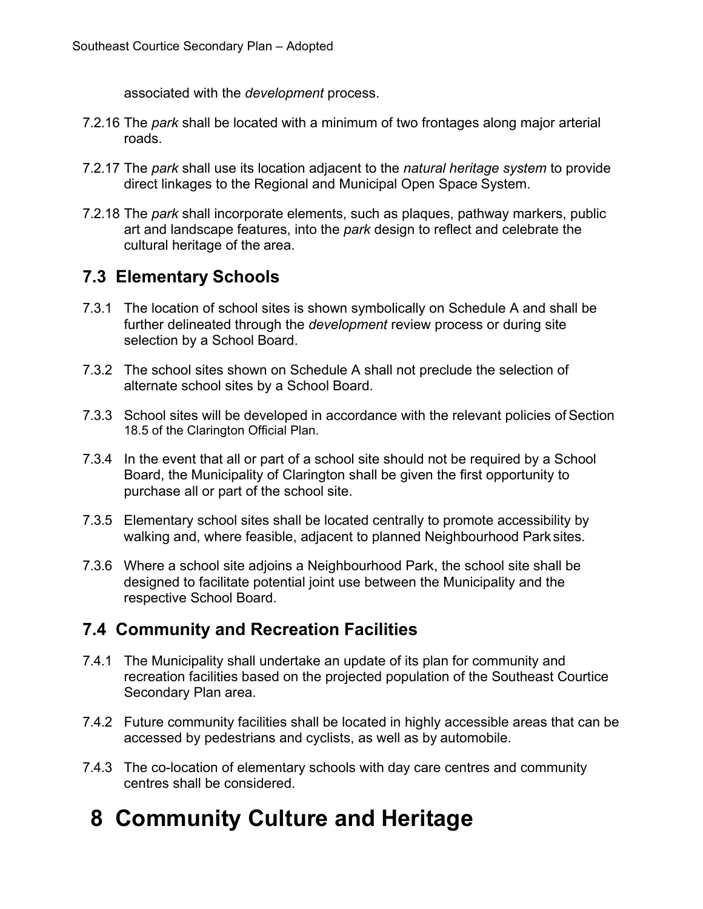associated with the *development* process.

7.2.16 The *park* shall be located with a minimum of two frontages along major arterial roads.

7.2.17 The *park* shall use its location adjacent to the *natural heritage system* to provide direct linkages to the Regional and Municipal Open Space System.

7.2.18 The *park* shall incorporate elements, such as plaques, pathway markers, public art and landscape features, into the *park* design to reflect and celebrate the cultural heritage of the area.

## 7.3 Elementary Schools

7.3.1 The location of school sites is shown symbolically on Schedule A and shall be further delineated through the *development* review process or during site selection by a School Board.

7.3.2 The school sites shown on Schedule A shall not preclude the selection of alternate school sites by a School Board.

7.3.3 School sites will be developed in accordance with the relevant policies of Section 18.5 of the Clarington Official Plan.

7.3.4 In the event that all or part of a school site should not be required by a School Board, the Municipality of Clarington shall be given the first opportunity to purchase all or part of the school site.

7.3.5 Elementary school sites shall be located centrally to promote accessibility by walking and, where feasible, adjacent to planned Neighbourhood Park sites.

7.3.6 Where a school site adjoins a Neighbourhood Park, the school site shall be designed to facilitate potential joint use between the Municipality and the respective School Board.

## 7.4 Community and Recreation Facilities

7.4.1 The Municipality shall undertake an update of its plan for community and recreation facilities based on the projected population of the Southeast Courtice Secondary Plan area.

7.4.2 Future community facilities shall be located in highly accessible areas that can be accessed by pedestrians and cyclists, as well as by automobile.

7.4.3 The co-location of elementary schools with day care centres and community centres shall be considered.

# 8 Community Culture and Heritage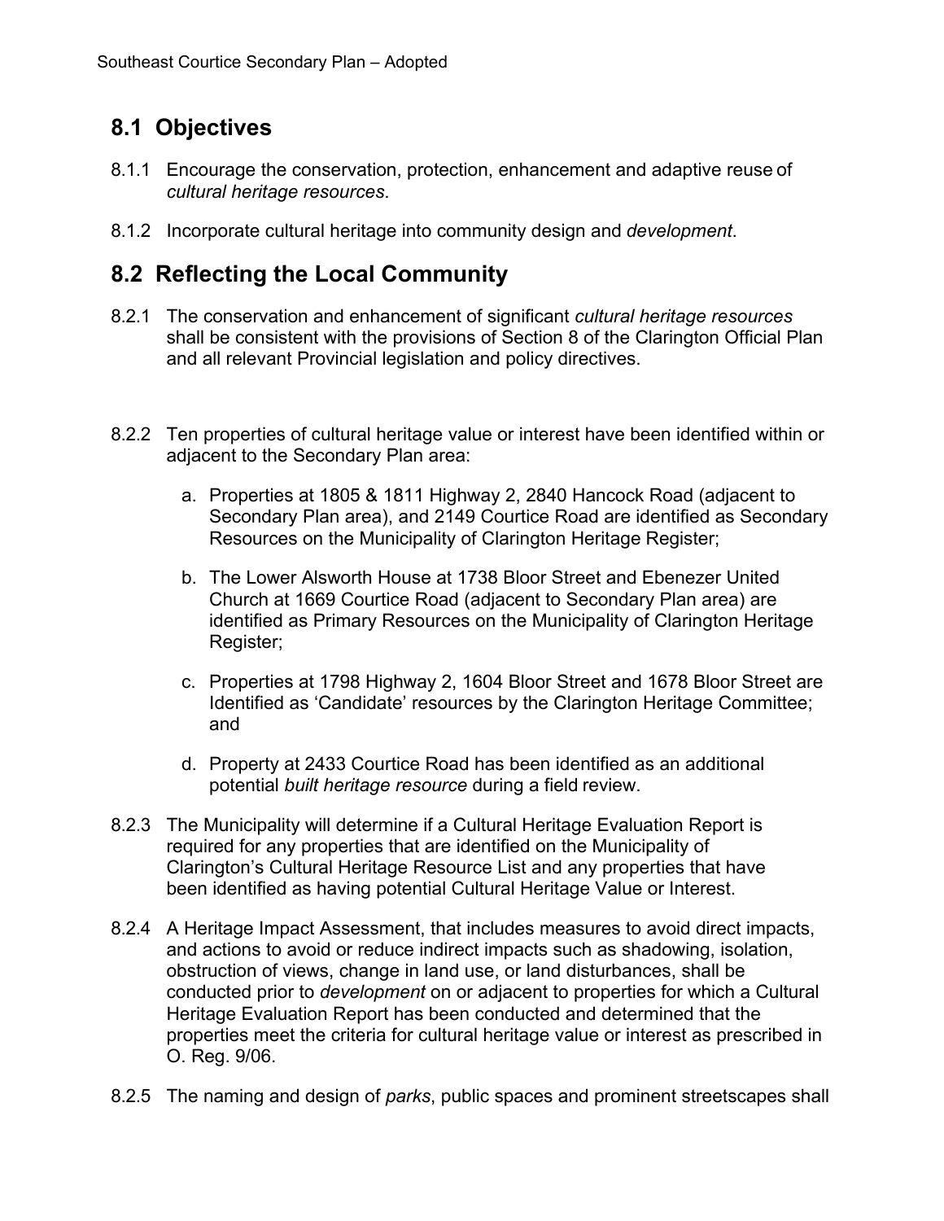## 8.1 Objectives

8.1.1 Encourage the conservation, protection, enhancement and adaptive reuse of *cultural heritage resources*.

8.1.2 Incorporate cultural heritage into community design and *development*.

## 8.2 Reflecting the Local Community

8.2.1 The conservation and enhancement of significant *cultural heritage resources* shall be consistent with the provisions of Section 8 of the Clarington Official Plan and all relevant Provincial legislation and policy directives.

8.2.2 Ten properties of cultural heritage value or interest have been identified within or adjacent to the Secondary Plan area:

a. Properties at 1805 & 1811 Highway 2, 2840 Hancock Road (adjacent to Secondary Plan area), and 2149 Courtice Road are identified as Secondary Resources on the Municipality of Clarington Heritage Register;

b. The Lower Alsworth House at 1738 Bloor Street and Ebenezer United Church at 1669 Courtice Road (adjacent to Secondary Plan area) are identified as Primary Resources on the Municipality of Clarington Heritage Register;

c. Properties at 1798 Highway 2, 1604 Bloor Street and 1678 Bloor Street are Identified as 'Candidate' resources by the Clarington Heritage Committee; and

d. Property at 2433 Courtice Road has been identified as an additional potential *built heritage resource* during a field review.

8.2.3 The Municipality will determine if a Cultural Heritage Evaluation Report is required for any properties that are identified on the Municipality of Clarington's Cultural Heritage Resource List and any properties that have been identified as having potential Cultural Heritage Value or Interest.

8.2.4 A Heritage Impact Assessment, that includes measures to avoid direct impacts, and actions to avoid or reduce indirect impacts such as shadowing, isolation, obstruction of views, change in land use, or land disturbances, shall be conducted prior to *development* on or adjacent to properties for which a Cultural Heritage Evaluation Report has been conducted and determined that the properties meet the criteria for cultural heritage value or interest as prescribed in O. Reg. 9/06.

8.2.5 The naming and design of *parks*, public spaces and prominent streetscapes shall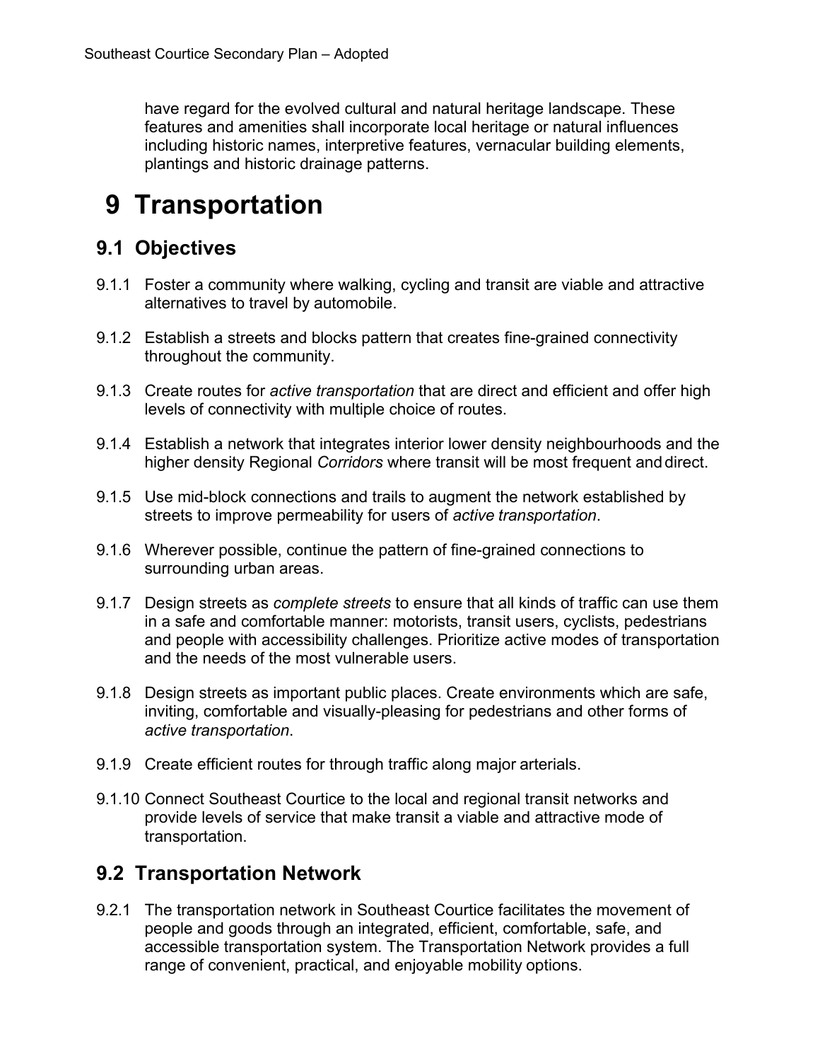have regard for the evolved cultural and natural heritage landscape. These features and amenities shall incorporate local heritage or natural influences including historic names, interpretive features, vernacular building elements, plantings and historic drainage patterns.

# 9 Transportation

## 9.1 Objectives

9.1.1 Foster a community where walking, cycling and transit are viable and attractive alternatives to travel by automobile.

9.1.2 Establish a streets and blocks pattern that creates fine-grained connectivity throughout the community.

9.1.3 Create routes for *active transportation* that are direct and efficient and offer high levels of connectivity with multiple choice of routes.

9.1.4 Establish a network that integrates interior lower density neighbourhoods and the higher density Regional *Corridors* where transit will be most frequent and direct.

9.1.5 Use mid-block connections and trails to augment the network established by streets to improve permeability for users of *active transportation*.

9.1.6 Wherever possible, continue the pattern of fine-grained connections to surrounding urban areas.

9.1.7 Design streets as *complete streets* to ensure that all kinds of traffic can use them in a safe and comfortable manner: motorists, transit users, cyclists, pedestrians and people with accessibility challenges. Prioritize active modes of transportation and the needs of the most vulnerable users.

9.1.8 Design streets as important public places. Create environments which are safe, inviting, comfortable and visually-pleasing for pedestrians and other forms of *active transportation*.

9.1.9 Create efficient routes for through traffic along major arterials.

9.1.10 Connect Southeast Courtice to the local and regional transit networks and provide levels of service that make transit a viable and attractive mode of transportation.

## 9.2 Transportation Network

9.2.1 The transportation network in Southeast Courtice facilitates the movement of people and goods through an integrated, efficient, comfortable, safe, and accessible transportation system. The Transportation Network provides a full range of convenient, practical, and enjoyable mobility options.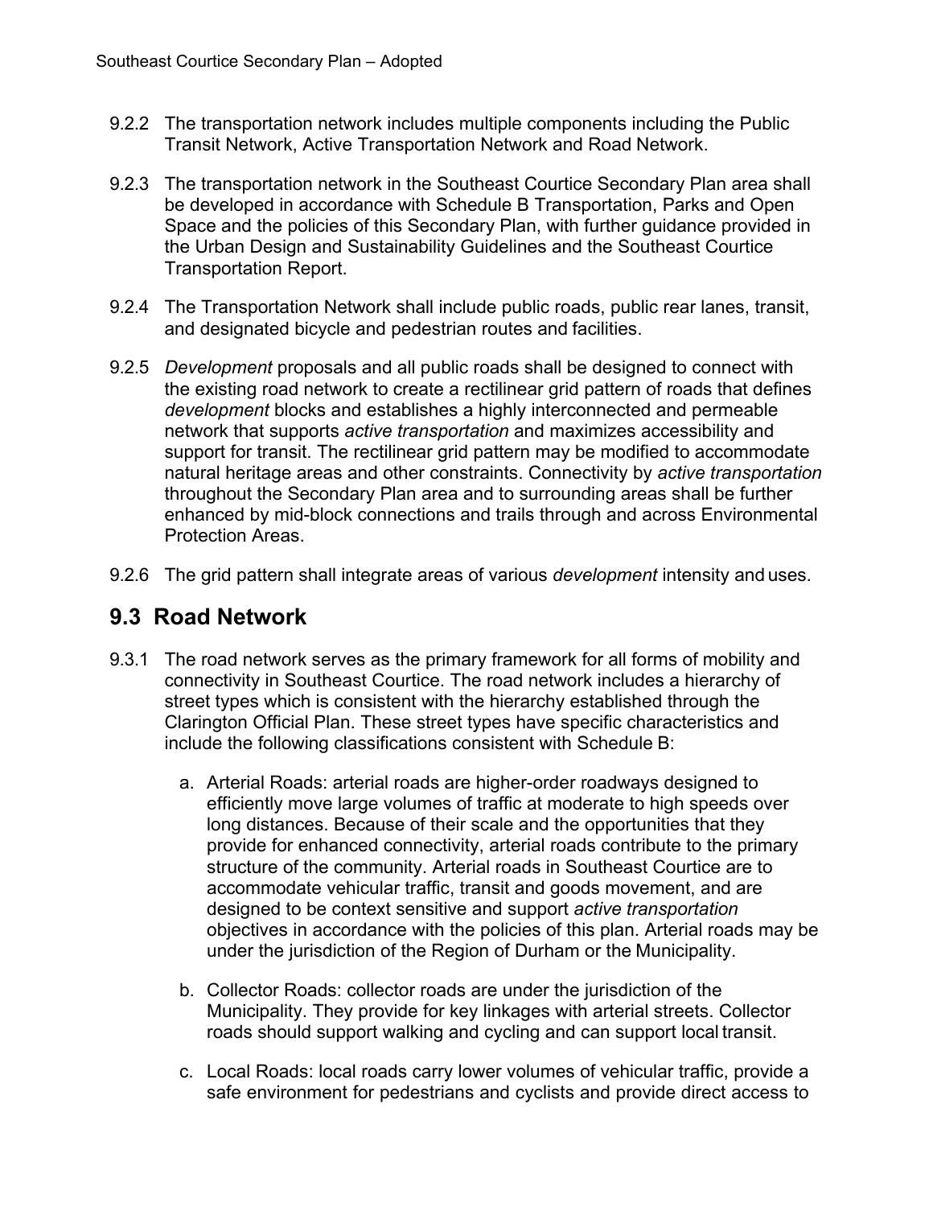9.2.2 The transportation network includes multiple components including the Public Transit Network, Active Transportation Network and Road Network.

9.2.3 The transportation network in the Southeast Courtice Secondary Plan area shall be developed in accordance with Schedule B Transportation, Parks and Open Space and the policies of this Secondary Plan, with further guidance provided in the Urban Design and Sustainability Guidelines and the Southeast Courtice Transportation Report.

9.2.4 The Transportation Network shall include public roads, public rear lanes, transit, and designated bicycle and pedestrian routes and facilities.

9.2.5 *Development* proposals and all public roads shall be designed to connect with the existing road network to create a rectilinear grid pattern of roads that defines *development* blocks and establishes a highly interconnected and permeable network that supports *active transportation* and maximizes accessibility and support for transit. The rectilinear grid pattern may be modified to accommodate natural heritage areas and other constraints. Connectivity by *active transportation* throughout the Secondary Plan area and to surrounding areas shall be further enhanced by mid-block connections and trails through and across Environmental Protection Areas.

9.2.6 The grid pattern shall integrate areas of various *development* intensity and uses.

## 9.3 Road Network

9.3.1 The road network serves as the primary framework for all forms of mobility and connectivity in Southeast Courtice. The road network includes a hierarchy of street types which is consistent with the hierarchy established through the Clarington Official Plan. These street types have specific characteristics and include the following classifications consistent with Schedule B:

a. Arterial Roads: arterial roads are higher-order roadways designed to efficiently move large volumes of traffic at moderate to high speeds over long distances. Because of their scale and the opportunities that they provide for enhanced connectivity, arterial roads contribute to the primary structure of the community. Arterial roads in Southeast Courtice are to accommodate vehicular traffic, transit and goods movement, and are designed to be context sensitive and support *active transportation* objectives in accordance with the policies of this plan. Arterial roads may be under the jurisdiction of the Region of Durham or the Municipality.

b. Collector Roads: collector roads are under the jurisdiction of the Municipality. They provide for key linkages with arterial streets. Collector roads should support walking and cycling and can support local transit.

c. Local Roads: local roads carry lower volumes of vehicular traffic, provide a safe environment for pedestrians and cyclists and provide direct access to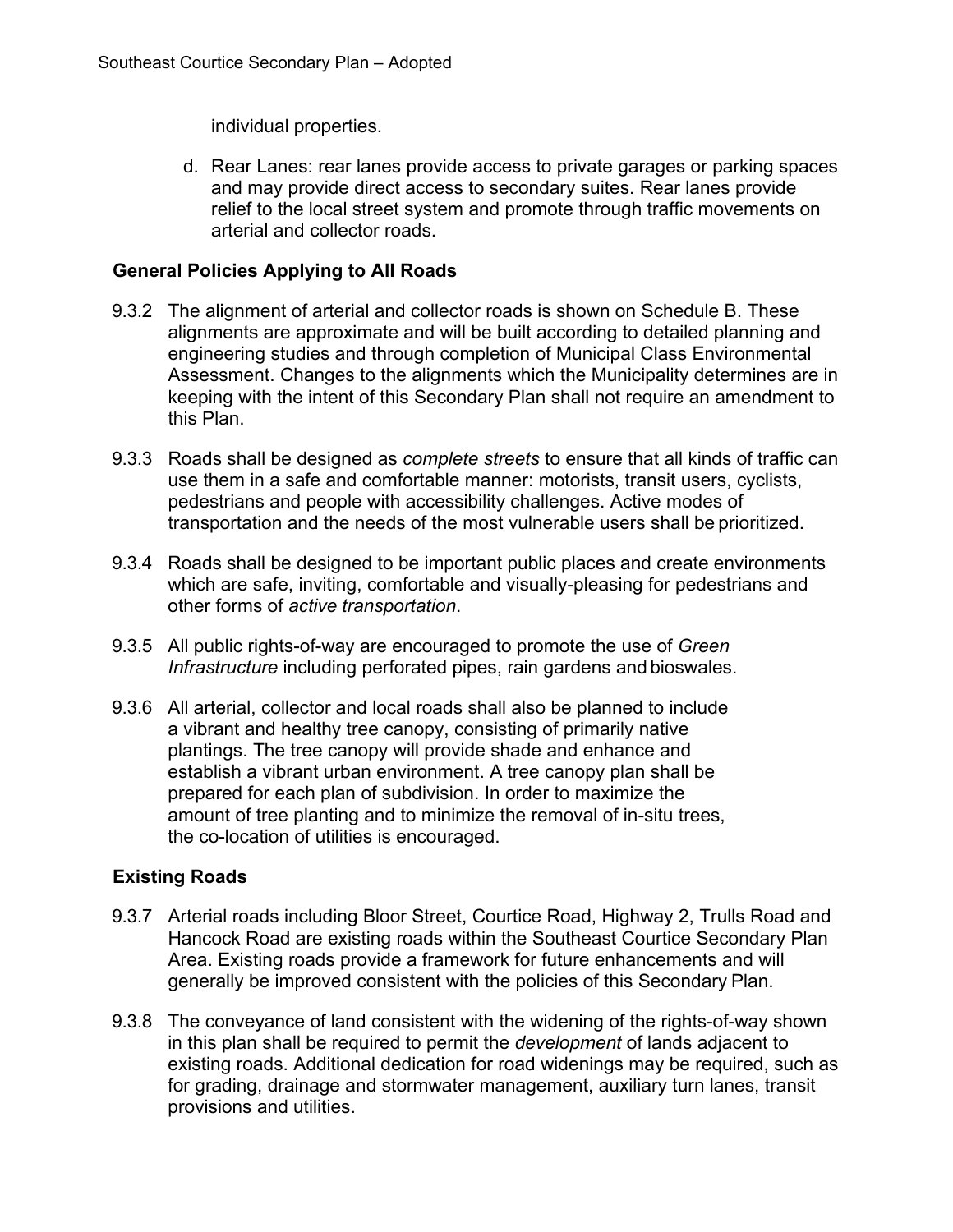individual properties.

d. Rear Lanes: rear lanes provide access to private garages or parking spaces and may provide direct access to secondary suites. Rear lanes provide relief to the local street system and promote through traffic movements on arterial and collector roads.

### General Policies Applying to All Roads

9.3.2 The alignment of arterial and collector roads is shown on Schedule B. These alignments are approximate and will be built according to detailed planning and engineering studies and through completion of Municipal Class Environmental Assessment. Changes to the alignments which the Municipality determines are in keeping with the intent of this Secondary Plan shall not require an amendment to this Plan.

9.3.3 Roads shall be designed as *complete streets* to ensure that all kinds of traffic can use them in a safe and comfortable manner: motorists, transit users, cyclists, pedestrians and people with accessibility challenges. Active modes of transportation and the needs of the most vulnerable users shall be prioritized.

9.3.4 Roads shall be designed to be important public places and create environments which are safe, inviting, comfortable and visually-pleasing for pedestrians and other forms of *active transportation*.

9.3.5 All public rights-of-way are encouraged to promote the use of *Green Infrastructure* including perforated pipes, rain gardens and bioswales.

9.3.6 All arterial, collector and local roads shall also be planned to include a vibrant and healthy tree canopy, consisting of primarily native plantings. The tree canopy will provide shade and enhance and establish a vibrant urban environment. A tree canopy plan shall be prepared for each plan of subdivision. In order to maximize the amount of tree planting and to minimize the removal of in-situ trees, the co-location of utilities is encouraged.

### Existing Roads

9.3.7 Arterial roads including Bloor Street, Courtice Road, Highway 2, Trulls Road and Hancock Road are existing roads within the Southeast Courtice Secondary Plan Area. Existing roads provide a framework for future enhancements and will generally be improved consistent with the policies of this Secondary Plan.

9.3.8 The conveyance of land consistent with the widening of the rights-of-way shown in this plan shall be required to permit the *development* of lands adjacent to existing roads. Additional dedication for road widenings may be required, such as for grading, drainage and stormwater management, auxiliary turn lanes, transit provisions and utilities.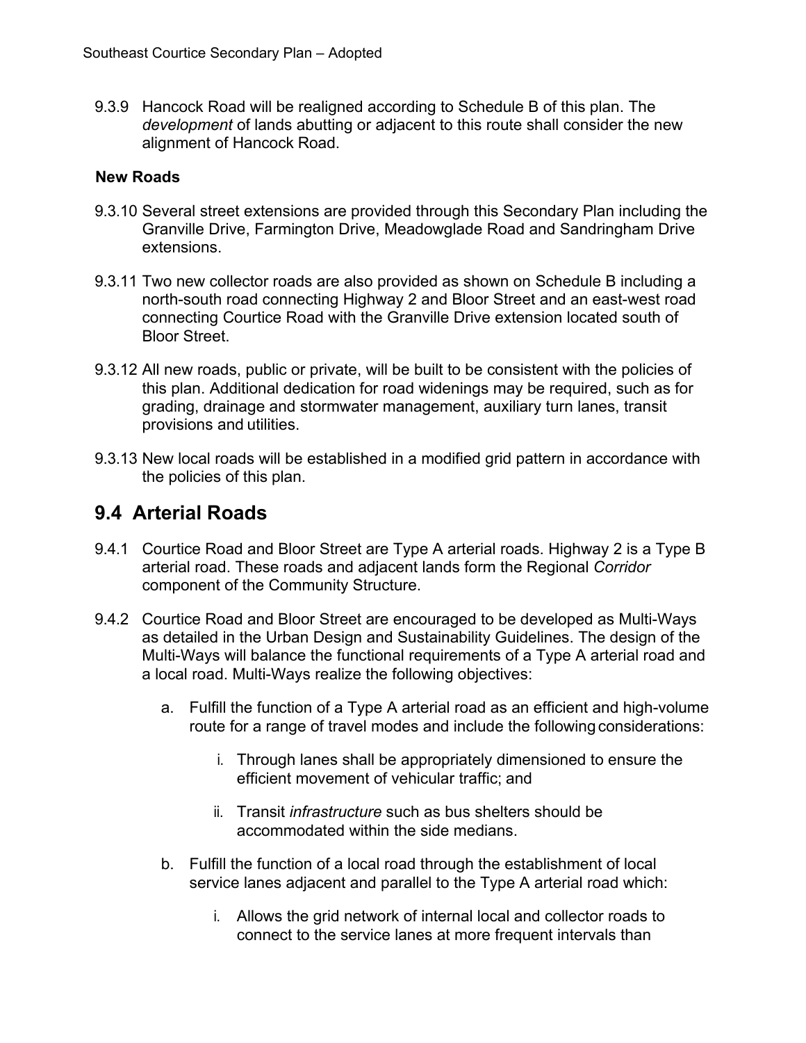9.3.9 Hancock Road will be realigned according to Schedule B of this plan. The *development* of lands abutting or adjacent to this route shall consider the new alignment of Hancock Road.

**New Roads**

9.3.10 Several street extensions are provided through this Secondary Plan including the Granville Drive, Farmington Drive, Meadowglade Road and Sandringham Drive extensions.

9.3.11 Two new collector roads are also provided as shown on Schedule B including a north-south road connecting Highway 2 and Bloor Street and an east-west road connecting Courtice Road with the Granville Drive extension located south of Bloor Street.

9.3.12 All new roads, public or private, will be built to be consistent with the policies of this plan. Additional dedication for road widenings may be required, such as for grading, drainage and stormwater management, auxiliary turn lanes, transit provisions and utilities.

9.3.13 New local roads will be established in a modified grid pattern in accordance with the policies of this plan.

## 9.4 Arterial Roads

9.4.1 Courtice Road and Bloor Street are Type A arterial roads. Highway 2 is a Type B arterial road. These roads and adjacent lands form the Regional *Corridor* component of the Community Structure.

9.4.2 Courtice Road and Bloor Street are encouraged to be developed as Multi-Ways as detailed in the Urban Design and Sustainability Guidelines. The design of the Multi-Ways will balance the functional requirements of a Type A arterial road and a local road. Multi-Ways realize the following objectives:

a. Fulfill the function of a Type A arterial road as an efficient and high-volume route for a range of travel modes and include the following considerations:

    i. Through lanes shall be appropriately dimensioned to ensure the efficient movement of vehicular traffic; and

    ii. Transit *infrastructure* such as bus shelters should be accommodated within the side medians.

b. Fulfill the function of a local road through the establishment of local service lanes adjacent and parallel to the Type A arterial road which:

    i. Allows the grid network of internal local and collector roads to connect to the service lanes at more frequent intervals than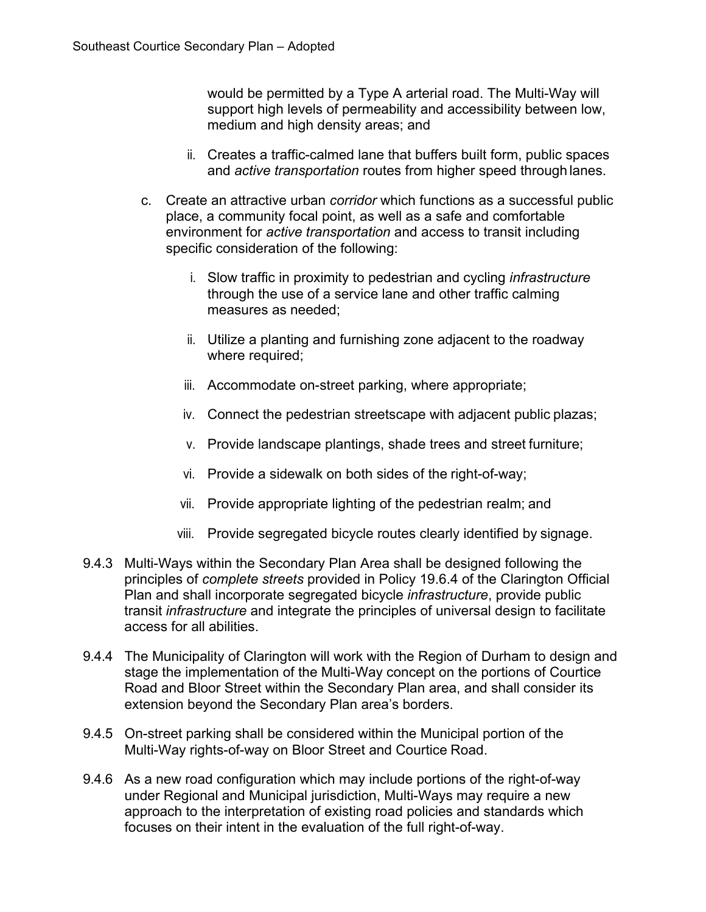would be permitted by a Type A arterial road. The Multi-Way will support high levels of permeability and accessibility between low, medium and high density areas; and

ii. Creates a traffic-calmed lane that buffers built form, public spaces and *active transportation* routes from higher speed through lanes.

c. Create an attractive urban *corridor* which functions as a successful public place, a community focal point, as well as a safe and comfortable environment for *active transportation* and access to transit including specific consideration of the following:

   i. Slow traffic in proximity to pedestrian and cycling *infrastructure* through the use of a service lane and other traffic calming measures as needed;

   ii. Utilize a planting and furnishing zone adjacent to the roadway where required;

   iii. Accommodate on-street parking, where appropriate;

   iv. Connect the pedestrian streetscape with adjacent public plazas;

   v. Provide landscape plantings, shade trees and street furniture;

   vi. Provide a sidewalk on both sides of the right-of-way;

   vii. Provide appropriate lighting of the pedestrian realm; and

   viii. Provide segregated bicycle routes clearly identified by signage.

9.4.3 Multi-Ways within the Secondary Plan Area shall be designed following the principles of *complete streets* provided in Policy 19.6.4 of the Clarington Official Plan and shall incorporate segregated bicycle *infrastructure*, provide public transit *infrastructure* and integrate the principles of universal design to facilitate access for all abilities.

9.4.4 The Municipality of Clarington will work with the Region of Durham to design and stage the implementation of the Multi-Way concept on the portions of Courtice Road and Bloor Street within the Secondary Plan area, and shall consider its extension beyond the Secondary Plan area's borders.

9.4.5 On-street parking shall be considered within the Municipal portion of the Multi-Way rights-of-way on Bloor Street and Courtice Road.

9.4.6 As a new road configuration which may include portions of the right-of-way under Regional and Municipal jurisdiction, Multi-Ways may require a new approach to the interpretation of existing road policies and standards which focuses on their intent in the evaluation of the full right-of-way.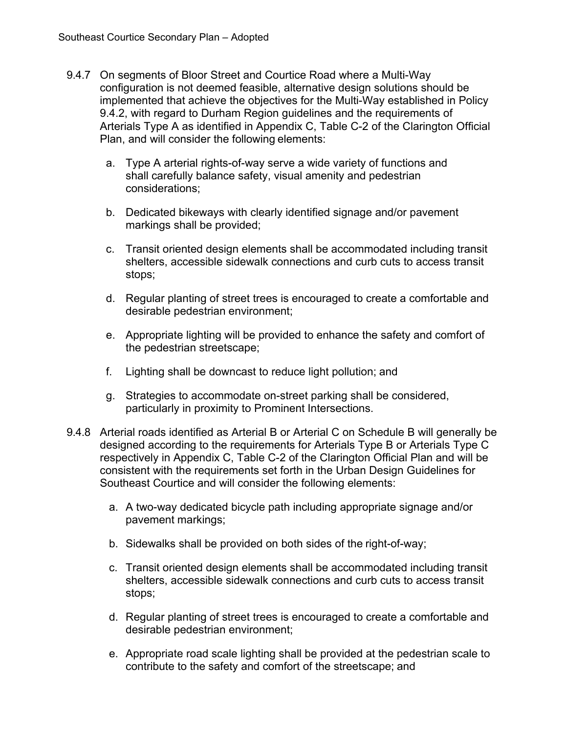9.4.7 On segments of Bloor Street and Courtice Road where a Multi-Way configuration is not deemed feasible, alternative design solutions should be implemented that achieve the objectives for the Multi-Way established in Policy 9.4.2, with regard to Durham Region guidelines and the requirements of Arterials Type A as identified in Appendix C, Table C-2 of the Clarington Official Plan, and will consider the following elements:

   a. Type A arterial rights-of-way serve a wide variety of functions and shall carefully balance safety, visual amenity and pedestrian considerations;

   b. Dedicated bikeways with clearly identified signage and/or pavement markings shall be provided;

   c. Transit oriented design elements shall be accommodated including transit shelters, accessible sidewalk connections and curb cuts to access transit stops;

   d. Regular planting of street trees is encouraged to create a comfortable and desirable pedestrian environment;

   e. Appropriate lighting will be provided to enhance the safety and comfort of the pedestrian streetscape;

   f. Lighting shall be downcast to reduce light pollution; and

   g. Strategies to accommodate on-street parking shall be considered, particularly in proximity to Prominent Intersections.

9.4.8 Arterial roads identified as Arterial B or Arterial C on Schedule B will generally be designed according to the requirements for Arterials Type B or Arterials Type C respectively in Appendix C, Table C-2 of the Clarington Official Plan and will be consistent with the requirements set forth in the Urban Design Guidelines for Southeast Courtice and will consider the following elements:

   a. A two-way dedicated bicycle path including appropriate signage and/or pavement markings;

   b. Sidewalks shall be provided on both sides of the right-of-way;

   c. Transit oriented design elements shall be accommodated including transit shelters, accessible sidewalk connections and curb cuts to access transit stops;

   d. Regular planting of street trees is encouraged to create a comfortable and desirable pedestrian environment;

   e. Appropriate road scale lighting shall be provided at the pedestrian scale to contribute to the safety and comfort of the streetscape; and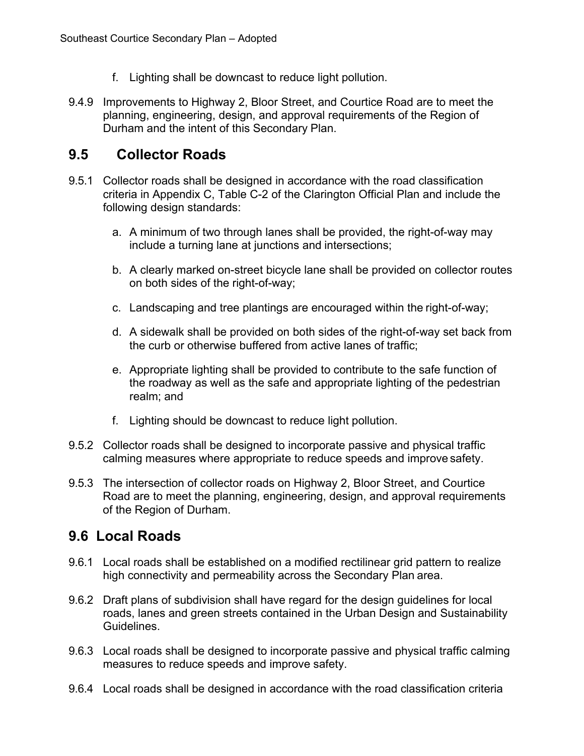f. Lighting shall be downcast to reduce light pollution.

9.4.9 Improvements to Highway 2, Bloor Street, and Courtice Road are to meet the planning, engineering, design, and approval requirements of the Region of Durham and the intent of this Secondary Plan.

## 9.5 Collector Roads

9.5.1 Collector roads shall be designed in accordance with the road classification criteria in Appendix C, Table C-2 of the Clarington Official Plan and include the following design standards:

a. A minimum of two through lanes shall be provided, the right-of-way may include a turning lane at junctions and intersections;

b. A clearly marked on-street bicycle lane shall be provided on collector routes on both sides of the right-of-way;

c. Landscaping and tree plantings are encouraged within the right-of-way;

d. A sidewalk shall be provided on both sides of the right-of-way set back from the curb or otherwise buffered from active lanes of traffic;

e. Appropriate lighting shall be provided to contribute to the safe function of the roadway as well as the safe and appropriate lighting of the pedestrian realm; and

f. Lighting should be downcast to reduce light pollution.

9.5.2 Collector roads shall be designed to incorporate passive and physical traffic calming measures where appropriate to reduce speeds and improve safety.

9.5.3 The intersection of collector roads on Highway 2, Bloor Street, and Courtice Road are to meet the planning, engineering, design, and approval requirements of the Region of Durham.

## 9.6 Local Roads

9.6.1 Local roads shall be established on a modified rectilinear grid pattern to realize high connectivity and permeability across the Secondary Plan area.

9.6.2 Draft plans of subdivision shall have regard for the design guidelines for local roads, lanes and green streets contained in the Urban Design and Sustainability Guidelines.

9.6.3 Local roads shall be designed to incorporate passive and physical traffic calming measures to reduce speeds and improve safety.

9.6.4 Local roads shall be designed in accordance with the road classification criteria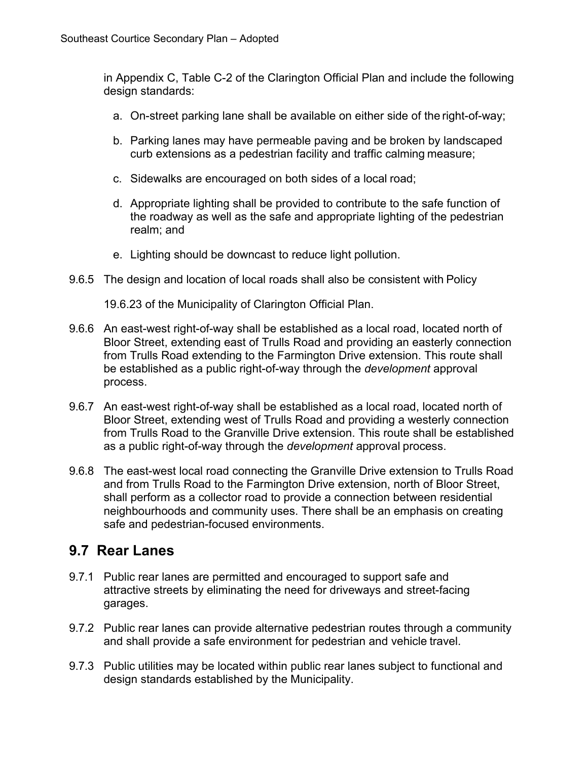in Appendix C, Table C-2 of the Clarington Official Plan and include the following design standards:

a. On-street parking lane shall be available on either side of the right-of-way;

b. Parking lanes may have permeable paving and be broken by landscaped curb extensions as a pedestrian facility and traffic calming measure;

c. Sidewalks are encouraged on both sides of a local road;

d. Appropriate lighting shall be provided to contribute to the safe function of the roadway as well as the safe and appropriate lighting of the pedestrian realm; and

e. Lighting should be downcast to reduce light pollution.

9.6.5 The design and location of local roads shall also be consistent with Policy 19.6.23 of the Municipality of Clarington Official Plan.

9.6.6 An east-west right-of-way shall be established as a local road, located north of Bloor Street, extending east of Trulls Road and providing an easterly connection from Trulls Road extending to the Farmington Drive extension. This route shall be established as a public right-of-way through the *development* approval process.

9.6.7 An east-west right-of-way shall be established as a local road, located north of Bloor Street, extending west of Trulls Road and providing a westerly connection from Trulls Road to the Granville Drive extension. This route shall be established as a public right-of-way through the *development* approval process.

9.6.8 The east-west local road connecting the Granville Drive extension to Trulls Road and from Trulls Road to the Farmington Drive extension, north of Bloor Street, shall perform as a collector road to provide a connection between residential neighbourhoods and community uses. There shall be an emphasis on creating safe and pedestrian-focused environments.

## 9.7 Rear Lanes

9.7.1 Public rear lanes are permitted and encouraged to support safe and attractive streets by eliminating the need for driveways and street-facing garages.

9.7.2 Public rear lanes can provide alternative pedestrian routes through a community and shall provide a safe environment for pedestrian and vehicle travel.

9.7.3 Public utilities may be located within public rear lanes subject to functional and design standards established by the Municipality.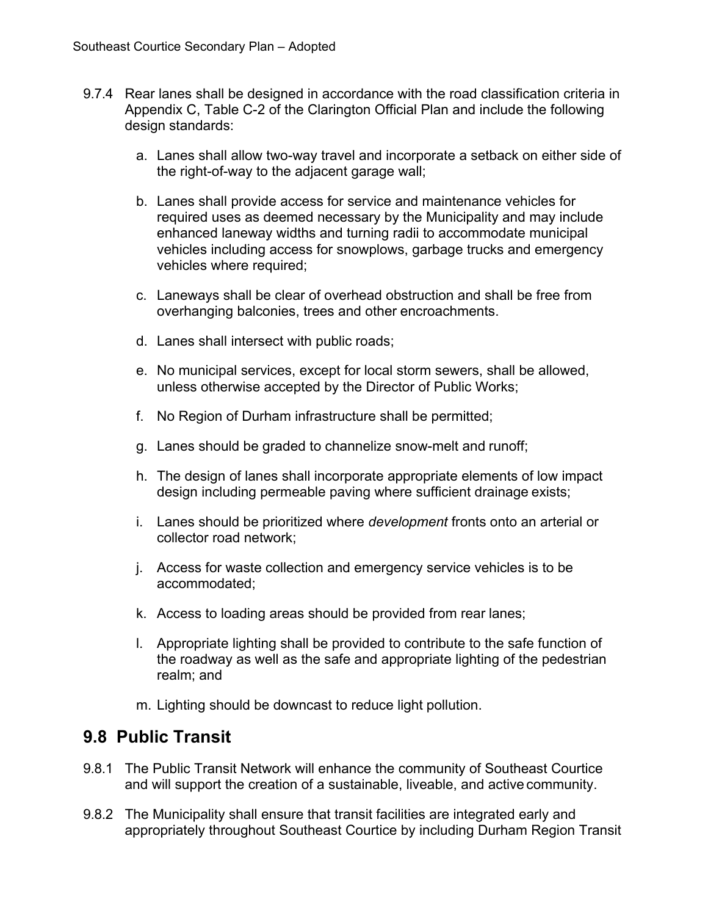9.7.4 Rear lanes shall be designed in accordance with the road classification criteria in Appendix C, Table C-2 of the Clarington Official Plan and include the following design standards:

a. Lanes shall allow two-way travel and incorporate a setback on either side of the right-of-way to the adjacent garage wall;

b. Lanes shall provide access for service and maintenance vehicles for required uses as deemed necessary by the Municipality and may include enhanced laneway widths and turning radii to accommodate municipal vehicles including access for snowplows, garbage trucks and emergency vehicles where required;

c. Laneways shall be clear of overhead obstruction and shall be free from overhanging balconies, trees and other encroachments.

d. Lanes shall intersect with public roads;

e. No municipal services, except for local storm sewers, shall be allowed, unless otherwise accepted by the Director of Public Works;

f. No Region of Durham infrastructure shall be permitted;

g. Lanes should be graded to channelize snow-melt and runoff;

h. The design of lanes shall incorporate appropriate elements of low impact design including permeable paving where sufficient drainage exists;

i. Lanes should be prioritized where *development* fronts onto an arterial or collector road network;

j. Access for waste collection and emergency service vehicles is to be accommodated;

k. Access to loading areas should be provided from rear lanes;

l. Appropriate lighting shall be provided to contribute to the safe function of the roadway as well as the safe and appropriate lighting of the pedestrian realm; and

m. Lighting should be downcast to reduce light pollution.

## 9.8 Public Transit

9.8.1 The Public Transit Network will enhance the community of Southeast Courtice and will support the creation of a sustainable, liveable, and active community.

9.8.2 The Municipality shall ensure that transit facilities are integrated early and appropriately throughout Southeast Courtice by including Durham Region Transit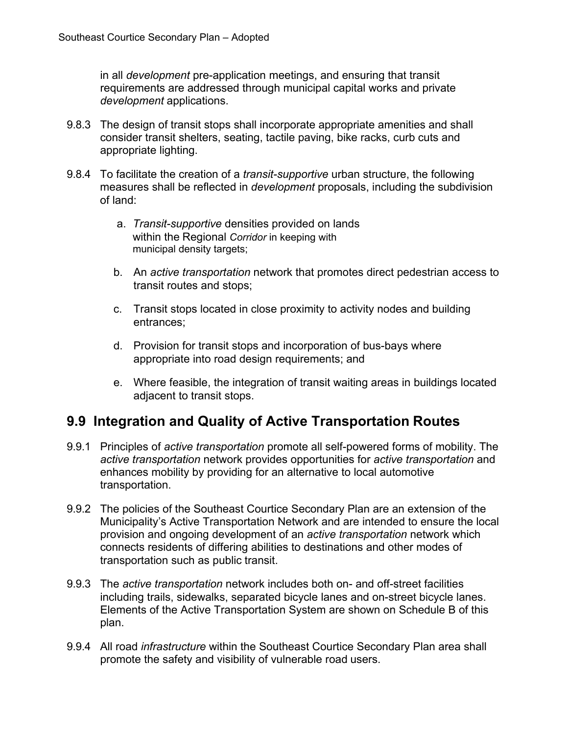in all *development* pre-application meetings, and ensuring that transit requirements are addressed through municipal capital works and private *development* applications.

9.8.3 The design of transit stops shall incorporate appropriate amenities and shall consider transit shelters, seating, tactile paving, bike racks, curb cuts and appropriate lighting.

9.8.4 To facilitate the creation of a *transit-supportive* urban structure, the following measures shall be reflected in *development* proposals, including the subdivision of land:

a. *Transit-supportive* densities provided on lands within the Regional *Corridor* in keeping with municipal density targets;

b. An *active transportation* network that promotes direct pedestrian access to transit routes and stops;

c. Transit stops located in close proximity to activity nodes and building entrances;

d. Provision for transit stops and incorporation of bus-bays where appropriate into road design requirements; and

e. Where feasible, the integration of transit waiting areas in buildings located adjacent to transit stops.

## 9.9 Integration and Quality of Active Transportation Routes

9.9.1 Principles of *active transportation* promote all self-powered forms of mobility. The *active transportation* network provides opportunities for *active transportation* and enhances mobility by providing for an alternative to local automotive transportation.

9.9.2 The policies of the Southeast Courtice Secondary Plan are an extension of the Municipality's Active Transportation Network and are intended to ensure the local provision and ongoing development of an *active transportation* network which connects residents of differing abilities to destinations and other modes of transportation such as public transit.

9.9.3 The *active transportation* network includes both on- and off-street facilities including trails, sidewalks, separated bicycle lanes and on-street bicycle lanes. Elements of the Active Transportation System are shown on Schedule B of this plan.

9.9.4 All road *infrastructure* within the Southeast Courtice Secondary Plan area shall promote the safety and visibility of vulnerable road users.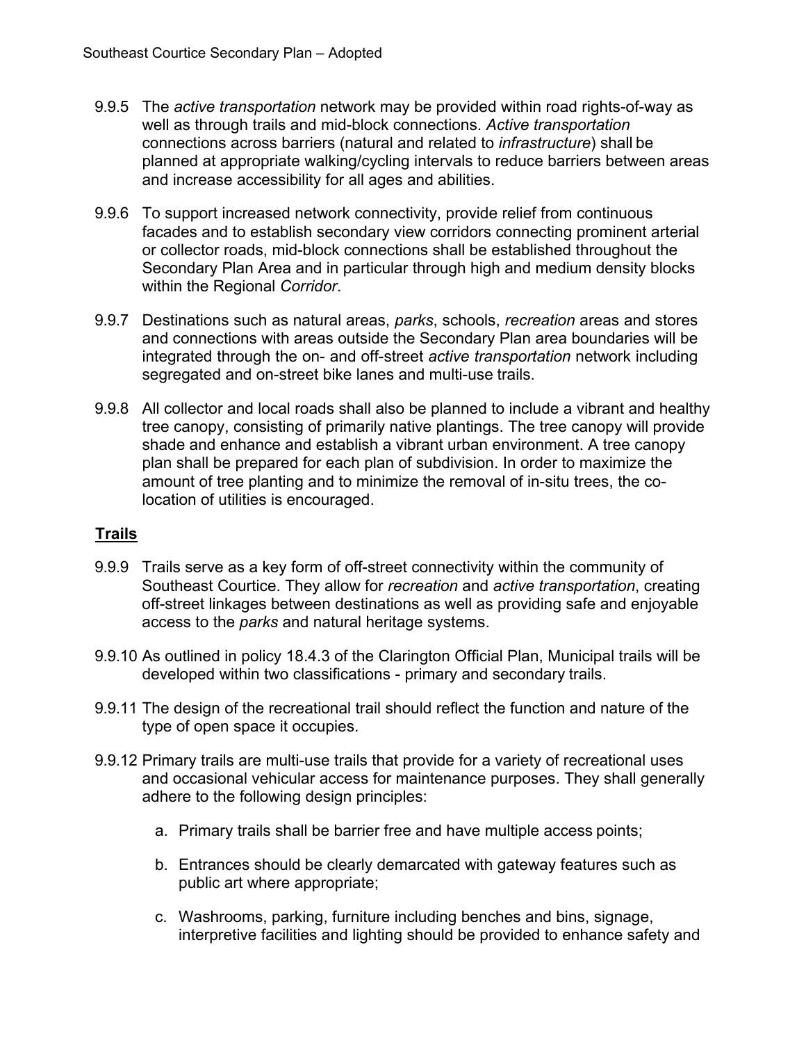9.9.5 The *active transportation* network may be provided within road rights-of-way as well as through trails and mid-block connections. *Active transportation* connections across barriers (natural and related to *infrastructure*) shall be planned at appropriate walking/cycling intervals to reduce barriers between areas and increase accessibility for all ages and abilities.

9.9.6 To support increased network connectivity, provide relief from continuous facades and to establish secondary view corridors connecting prominent arterial or collector roads, mid-block connections shall be established throughout the Secondary Plan Area and in particular through high and medium density blocks within the Regional *Corridor*.

9.9.7 Destinations such as natural areas, *parks*, schools, *recreation* areas and stores and connections with areas outside the Secondary Plan area boundaries will be integrated through the on- and off-street *active transportation* network including segregated and on-street bike lanes and multi-use trails.

9.9.8 All collector and local roads shall also be planned to include a vibrant and healthy tree canopy, consisting of primarily native plantings. The tree canopy will provide shade and enhance and establish a vibrant urban environment. A tree canopy plan shall be prepared for each plan of subdivision. In order to maximize the amount of tree planting and to minimize the removal of in-situ trees, the co-location of utilities is encouraged.

**Trails**

9.9.9 Trails serve as a key form of off-street connectivity within the community of Southeast Courtice. They allow for *recreation* and *active transportation*, creating off-street linkages between destinations as well as providing safe and enjoyable access to the *parks* and natural heritage systems.

9.9.10 As outlined in policy 18.4.3 of the Clarington Official Plan, Municipal trails will be developed within two classifications - primary and secondary trails.

9.9.11 The design of the recreational trail should reflect the function and nature of the type of open space it occupies.

9.9.12 Primary trails are multi-use trails that provide for a variety of recreational uses and occasional vehicular access for maintenance purposes. They shall generally adhere to the following design principles:

a. Primary trails shall be barrier free and have multiple access points;

b. Entrances should be clearly demarcated with gateway features such as public art where appropriate;

c. Washrooms, parking, furniture including benches and bins, signage, interpretive facilities and lighting should be provided to enhance safety and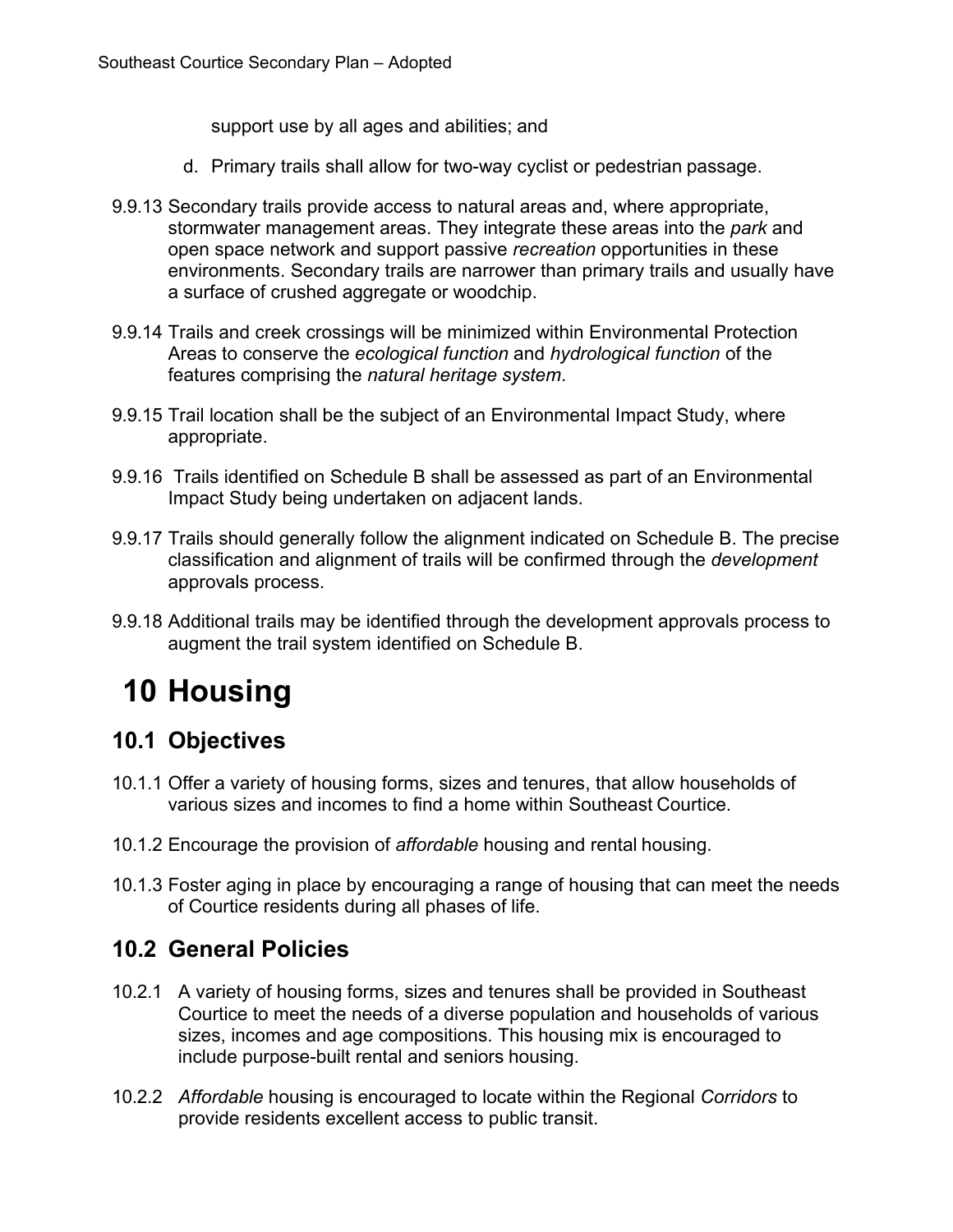support use by all ages and abilities; and

d. Primary trails shall allow for two-way cyclist or pedestrian passage.

9.9.13 Secondary trails provide access to natural areas and, where appropriate, stormwater management areas. They integrate these areas into the *park* and open space network and support passive *recreation* opportunities in these environments. Secondary trails are narrower than primary trails and usually have a surface of crushed aggregate or woodchip.

9.9.14 Trails and creek crossings will be minimized within Environmental Protection Areas to conserve the *ecological function* and *hydrological function* of the features comprising the *natural heritage system*.

9.9.15 Trail location shall be the subject of an Environmental Impact Study, where appropriate.

9.9.16 Trails identified on Schedule B shall be assessed as part of an Environmental Impact Study being undertaken on adjacent lands.

9.9.17 Trails should generally follow the alignment indicated on Schedule B. The precise classification and alignment of trails will be confirmed through the *development* approvals process.

9.9.18 Additional trails may be identified through the development approvals process to augment the trail system identified on Schedule B.

# 10 Housing

## 10.1 Objectives

10.1.1 Offer a variety of housing forms, sizes and tenures, that allow households of various sizes and incomes to find a home within Southeast Courtice.

10.1.2 Encourage the provision of *affordable* housing and rental housing.

10.1.3 Foster aging in place by encouraging a range of housing that can meet the needs of Courtice residents during all phases of life.

## 10.2 General Policies

10.2.1 A variety of housing forms, sizes and tenures shall be provided in Southeast Courtice to meet the needs of a diverse population and households of various sizes, incomes and age compositions. This housing mix is encouraged to include purpose-built rental and seniors housing.

10.2.2 *Affordable* housing is encouraged to locate within the Regional *Corridors* to provide residents excellent access to public transit.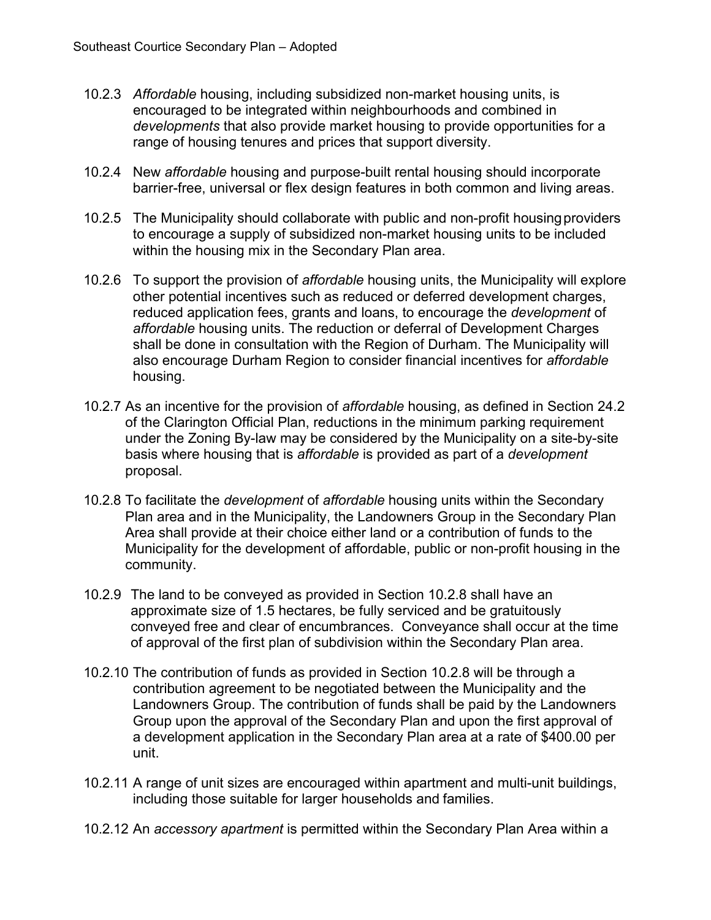10.2.3 *Affordable* housing, including subsidized non-market housing units, is encouraged to be integrated within neighbourhoods and combined in *developments* that also provide market housing to provide opportunities for a range of housing tenures and prices that support diversity.

10.2.4 New *affordable* housing and purpose-built rental housing should incorporate barrier-free, universal or flex design features in both common and living areas.

10.2.5 The Municipality should collaborate with public and non-profit housing providers to encourage a supply of subsidized non-market housing units to be included within the housing mix in the Secondary Plan area.

10.2.6 To support the provision of *affordable* housing units, the Municipality will explore other potential incentives such as reduced or deferred development charges, reduced application fees, grants and loans, to encourage the *development* of *affordable* housing units. The reduction or deferral of Development Charges shall be done in consultation with the Region of Durham. The Municipality will also encourage Durham Region to consider financial incentives for *affordable* housing.

10.2.7 As an incentive for the provision of *affordable* housing, as defined in Section 24.2 of the Clarington Official Plan, reductions in the minimum parking requirement under the Zoning By-law may be considered by the Municipality on a site-by-site basis where housing that is *affordable* is provided as part of a *development* proposal.

10.2.8 To facilitate the *development* of *affordable* housing units within the Secondary Plan area and in the Municipality, the Landowners Group in the Secondary Plan Area shall provide at their choice either land or a contribution of funds to the Municipality for the development of affordable, public or non-profit housing in the community.

10.2.9 The land to be conveyed as provided in Section 10.2.8 shall have an approximate size of 1.5 hectares, be fully serviced and be gratuitously conveyed free and clear of encumbrances. Conveyance shall occur at the time of approval of the first plan of subdivision within the Secondary Plan area.

10.2.10 The contribution of funds as provided in Section 10.2.8 will be through a contribution agreement to be negotiated between the Municipality and the Landowners Group. The contribution of funds shall be paid by the Landowners Group upon the approval of the Secondary Plan and upon the first approval of a development application in the Secondary Plan area at a rate of $400.00 per unit.

10.2.11 A range of unit sizes are encouraged within apartment and multi-unit buildings, including those suitable for larger households and families.

10.2.12 An *accessory apartment* is permitted within the Secondary Plan Area within a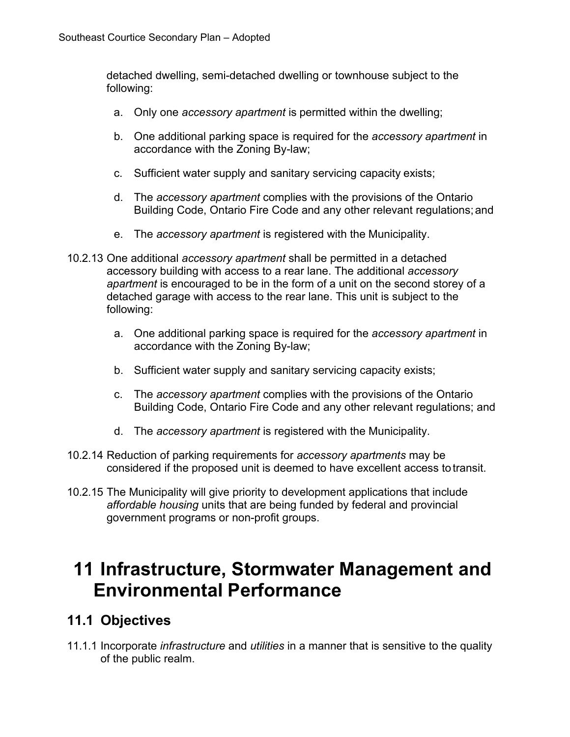detached dwelling, semi-detached dwelling or townhouse subject to the following:

a. Only one *accessory apartment* is permitted within the dwelling;

b. One additional parking space is required for the *accessory apartment* in accordance with the Zoning By-law;

c. Sufficient water supply and sanitary servicing capacity exists;

d. The *accessory apartment* complies with the provisions of the Ontario Building Code, Ontario Fire Code and any other relevant regulations; and

e. The *accessory apartment* is registered with the Municipality.

10.2.13 One additional *accessory apartment* shall be permitted in a detached accessory building with access to a rear lane. The additional *accessory apartment* is encouraged to be in the form of a unit on the second storey of a detached garage with access to the rear lane. This unit is subject to the following:

a. One additional parking space is required for the *accessory apartment* in accordance with the Zoning By-law;

b. Sufficient water supply and sanitary servicing capacity exists;

c. The *accessory apartment* complies with the provisions of the Ontario Building Code, Ontario Fire Code and any other relevant regulations; and

d. The *accessory apartment* is registered with the Municipality.

10.2.14 Reduction of parking requirements for *accessory apartments* may be considered if the proposed unit is deemed to have excellent access to transit.

10.2.15 The Municipality will give priority to development applications that include *affordable housing* units that are being funded by federal and provincial government programs or non-profit groups.

# 11 Infrastructure, Stormwater Management and Environmental Performance

## 11.1 Objectives

11.1.1 Incorporate *infrastructure* and *utilities* in a manner that is sensitive to the quality of the public realm.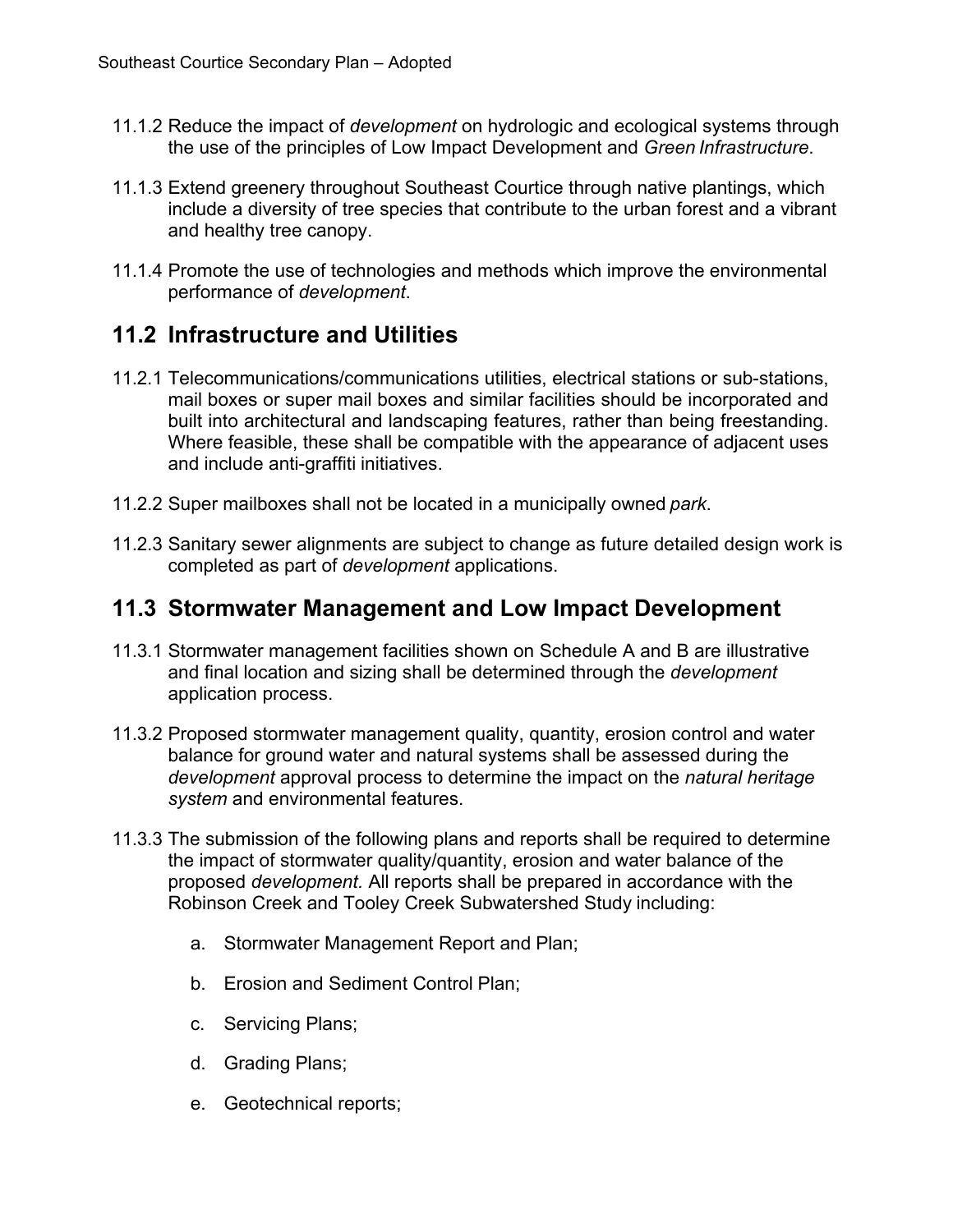11.1.2 Reduce the impact of *development* on hydrologic and ecological systems through the use of the principles of Low Impact Development and *Green Infrastructure*.

11.1.3 Extend greenery throughout Southeast Courtice through native plantings, which include a diversity of tree species that contribute to the urban forest and a vibrant and healthy tree canopy.

11.1.4 Promote the use of technologies and methods which improve the environmental performance of *development*.

## 11.2 Infrastructure and Utilities

11.2.1 Telecommunications/communications utilities, electrical stations or sub-stations, mail boxes or super mail boxes and similar facilities should be incorporated and built into architectural and landscaping features, rather than being freestanding. Where feasible, these shall be compatible with the appearance of adjacent uses and include anti-graffiti initiatives.

11.2.2 Super mailboxes shall not be located in a municipally owned *park*.

11.2.3 Sanitary sewer alignments are subject to change as future detailed design work is completed as part of *development* applications.

## 11.3 Stormwater Management and Low Impact Development

11.3.1 Stormwater management facilities shown on Schedule A and B are illustrative and final location and sizing shall be determined through the *development* application process.

11.3.2 Proposed stormwater management quality, quantity, erosion control and water balance for ground water and natural systems shall be assessed during the *development* approval process to determine the impact on the *natural heritage system* and environmental features.

11.3.3 The submission of the following plans and reports shall be required to determine the impact of stormwater quality/quantity, erosion and water balance of the proposed *development.* All reports shall be prepared in accordance with the Robinson Creek and Tooley Creek Subwatershed Study including:

a. Stormwater Management Report and Plan;

b. Erosion and Sediment Control Plan;

c. Servicing Plans;

d. Grading Plans;

e. Geotechnical reports;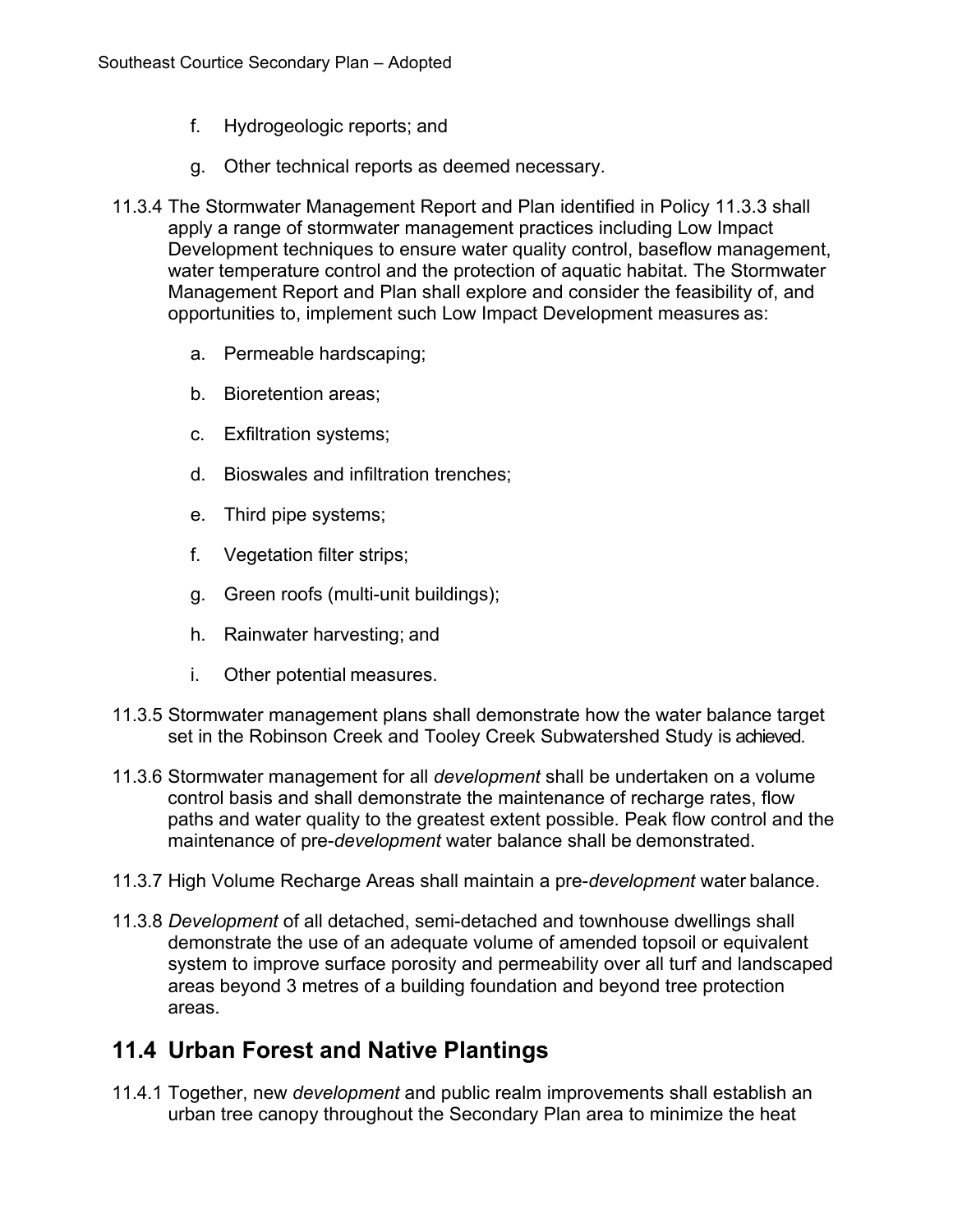f. Hydrogeologic reports; and

g. Other technical reports as deemed necessary.

11.3.4 The Stormwater Management Report and Plan identified in Policy 11.3.3 shall apply a range of stormwater management practices including Low Impact Development techniques to ensure water quality control, baseflow management, water temperature control and the protection of aquatic habitat. The Stormwater Management Report and Plan shall explore and consider the feasibility of, and opportunities to, implement such Low Impact Development measures as:

a. Permeable hardscaping;

b. Bioretention areas;

c. Exfiltration systems;

d. Bioswales and infiltration trenches;

e. Third pipe systems;

f. Vegetation filter strips;

g. Green roofs (multi-unit buildings);

h. Rainwater harvesting; and

i. Other potential measures.

11.3.5 Stormwater management plans shall demonstrate how the water balance target set in the Robinson Creek and Tooley Creek Subwatershed Study is achieved.

11.3.6 Stormwater management for all *development* shall be undertaken on a volume control basis and shall demonstrate the maintenance of recharge rates, flow paths and water quality to the greatest extent possible. Peak flow control and the maintenance of pre-*development* water balance shall be demonstrated.

11.3.7 High Volume Recharge Areas shall maintain a pre-*development* water balance.

11.3.8 *Development* of all detached, semi-detached and townhouse dwellings shall demonstrate the use of an adequate volume of amended topsoil or equivalent system to improve surface porosity and permeability over all turf and landscaped areas beyond 3 metres of a building foundation and beyond tree protection areas.

## 11.4 Urban Forest and Native Plantings

11.4.1 Together, new *development* and public realm improvements shall establish an urban tree canopy throughout the Secondary Plan area to minimize the heat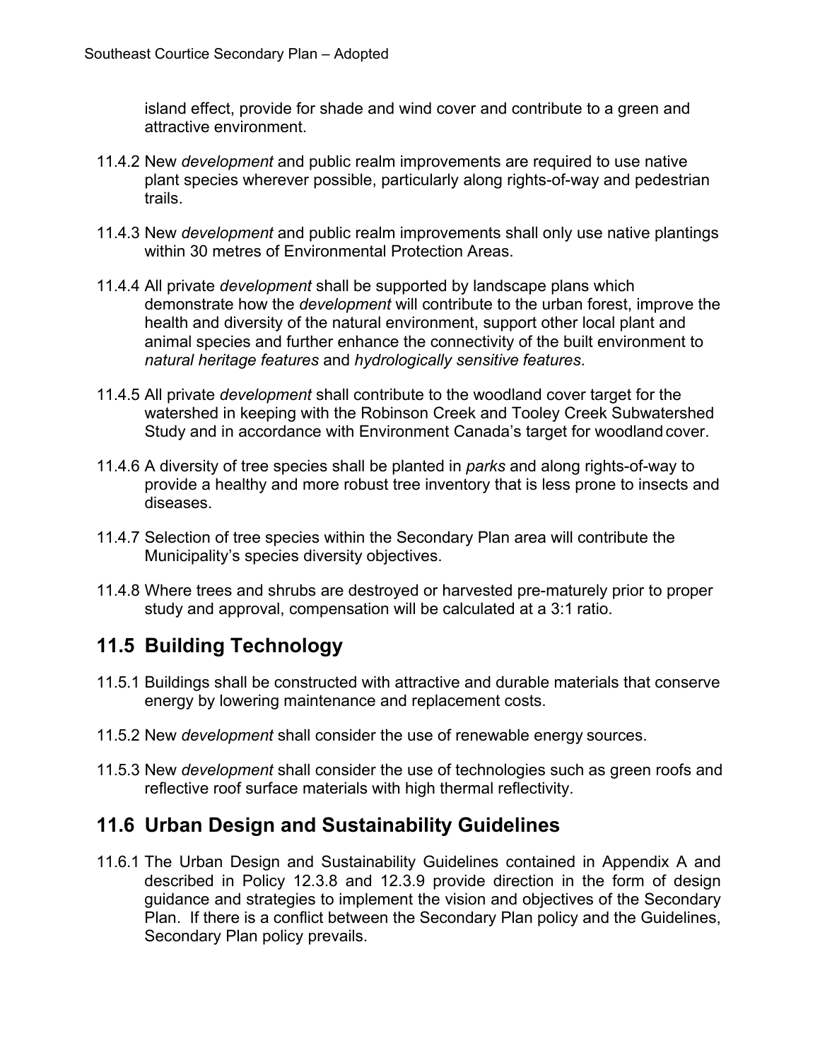island effect, provide for shade and wind cover and contribute to a green and attractive environment.

11.4.2 New *development* and public realm improvements are required to use native plant species wherever possible, particularly along rights-of-way and pedestrian trails.

11.4.3 New *development* and public realm improvements shall only use native plantings within 30 metres of Environmental Protection Areas.

11.4.4 All private *development* shall be supported by landscape plans which demonstrate how the *development* will contribute to the urban forest, improve the health and diversity of the natural environment, support other local plant and animal species and further enhance the connectivity of the built environment to *natural heritage features* and *hydrologically sensitive features*.

11.4.5 All private *development* shall contribute to the woodland cover target for the watershed in keeping with the Robinson Creek and Tooley Creek Subwatershed Study and in accordance with Environment Canada's target for woodland cover.

11.4.6 A diversity of tree species shall be planted in *parks* and along rights-of-way to provide a healthy and more robust tree inventory that is less prone to insects and diseases.

11.4.7 Selection of tree species within the Secondary Plan area will contribute the Municipality's species diversity objectives.

11.4.8 Where trees and shrubs are destroyed or harvested pre-maturely prior to proper study and approval, compensation will be calculated at a 3:1 ratio.

## 11.5 Building Technology

11.5.1 Buildings shall be constructed with attractive and durable materials that conserve energy by lowering maintenance and replacement costs.

11.5.2 New *development* shall consider the use of renewable energy sources.

11.5.3 New *development* shall consider the use of technologies such as green roofs and reflective roof surface materials with high thermal reflectivity.

## 11.6 Urban Design and Sustainability Guidelines

11.6.1 The Urban Design and Sustainability Guidelines contained in Appendix A and described in Policy 12.3.8 and 12.3.9 provide direction in the form of design guidance and strategies to implement the vision and objectives of the Secondary Plan. If there is a conflict between the Secondary Plan policy and the Guidelines, Secondary Plan policy prevails.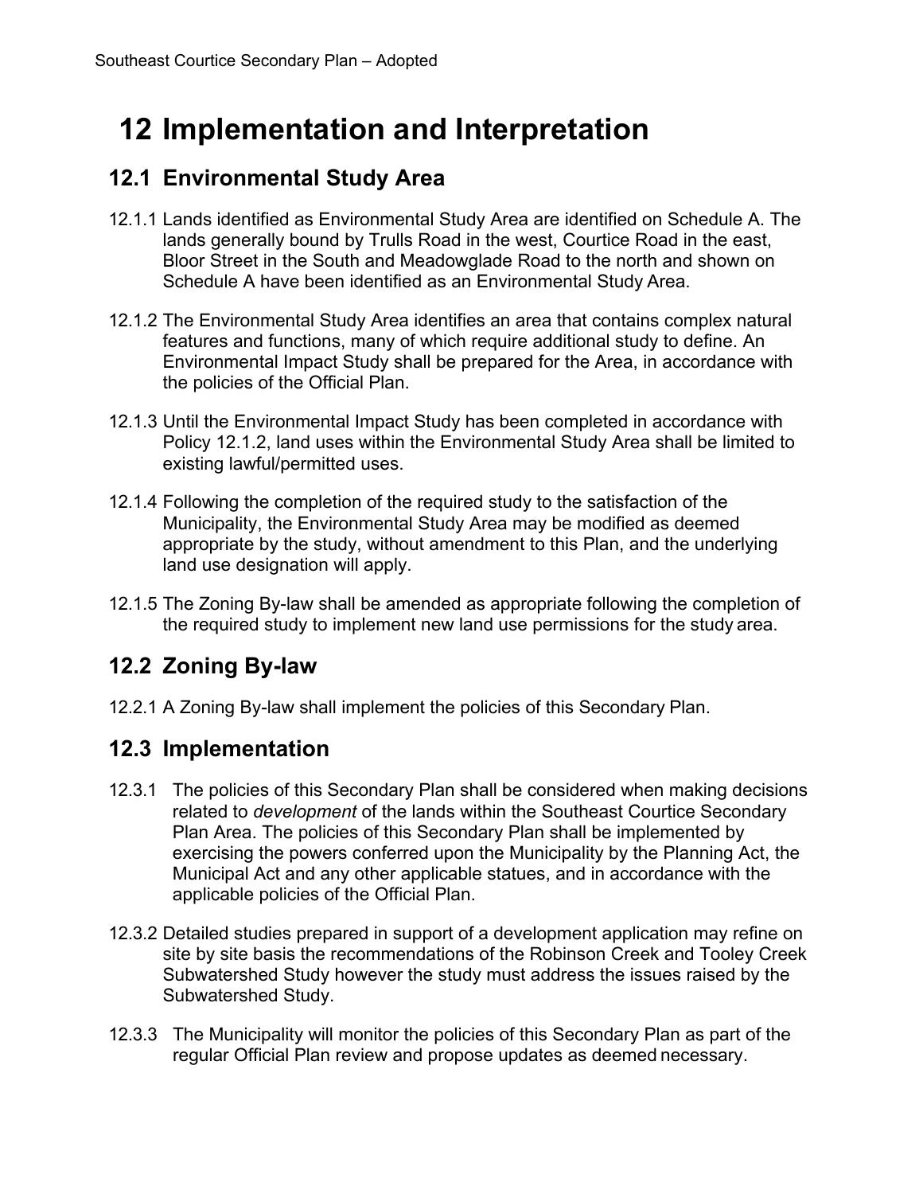# 12 Implementation and Interpretation

## 12.1 Environmental Study Area

12.1.1 Lands identified as Environmental Study Area are identified on Schedule A. The lands generally bound by Trulls Road in the west, Courtice Road in the east, Bloor Street in the South and Meadowglade Road to the north and shown on Schedule A have been identified as an Environmental Study Area.

12.1.2 The Environmental Study Area identifies an area that contains complex natural features and functions, many of which require additional study to define. An Environmental Impact Study shall be prepared for the Area, in accordance with the policies of the Official Plan.

12.1.3 Until the Environmental Impact Study has been completed in accordance with Policy 12.1.2, land uses within the Environmental Study Area shall be limited to existing lawful/permitted uses.

12.1.4 Following the completion of the required study to the satisfaction of the Municipality, the Environmental Study Area may be modified as deemed appropriate by the study, without amendment to this Plan, and the underlying land use designation will apply.

12.1.5 The Zoning By-law shall be amended as appropriate following the completion of the required study to implement new land use permissions for the study area.

## 12.2 Zoning By-law

12.2.1 A Zoning By-law shall implement the policies of this Secondary Plan.

## 12.3 Implementation

12.3.1 The policies of this Secondary Plan shall be considered when making decisions related to *development* of the lands within the Southeast Courtice Secondary Plan Area. The policies of this Secondary Plan shall be implemented by exercising the powers conferred upon the Municipality by the Planning Act, the Municipal Act and any other applicable statues, and in accordance with the applicable policies of the Official Plan.

12.3.2 Detailed studies prepared in support of a development application may refine on site by site basis the recommendations of the Robinson Creek and Tooley Creek Subwatershed Study however the study must address the issues raised by the Subwatershed Study.

12.3.3 The Municipality will monitor the policies of this Secondary Plan as part of the regular Official Plan review and propose updates as deemed necessary.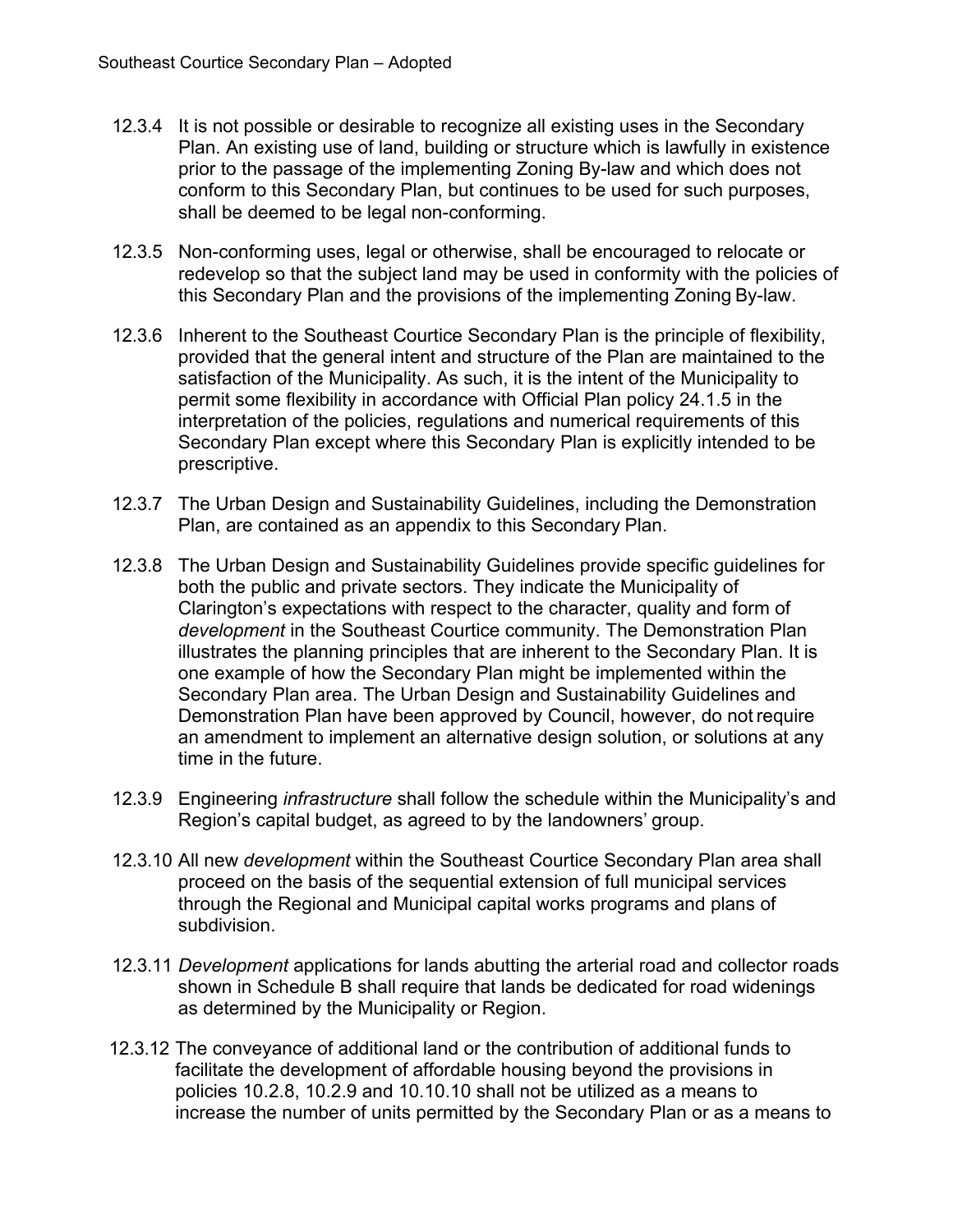12.3.4 It is not possible or desirable to recognize all existing uses in the Secondary Plan. An existing use of land, building or structure which is lawfully in existence prior to the passage of the implementing Zoning By-law and which does not conform to this Secondary Plan, but continues to be used for such purposes, shall be deemed to be legal non-conforming.

12.3.5 Non-conforming uses, legal or otherwise, shall be encouraged to relocate or redevelop so that the subject land may be used in conformity with the policies of this Secondary Plan and the provisions of the implementing Zoning By-law.

12.3.6 Inherent to the Southeast Courtice Secondary Plan is the principle of flexibility, provided that the general intent and structure of the Plan are maintained to the satisfaction of the Municipality. As such, it is the intent of the Municipality to permit some flexibility in accordance with Official Plan policy 24.1.5 in the interpretation of the policies, regulations and numerical requirements of this Secondary Plan except where this Secondary Plan is explicitly intended to be prescriptive.

12.3.7 The Urban Design and Sustainability Guidelines, including the Demonstration Plan, are contained as an appendix to this Secondary Plan.

12.3.8 The Urban Design and Sustainability Guidelines provide specific guidelines for both the public and private sectors. They indicate the Municipality of Clarington's expectations with respect to the character, quality and form of *development* in the Southeast Courtice community. The Demonstration Plan illustrates the planning principles that are inherent to the Secondary Plan. It is one example of how the Secondary Plan might be implemented within the Secondary Plan area. The Urban Design and Sustainability Guidelines and Demonstration Plan have been approved by Council, however, do not require an amendment to implement an alternative design solution, or solutions at any time in the future.

12.3.9 Engineering *infrastructure* shall follow the schedule within the Municipality's and Region's capital budget, as agreed to by the landowners' group.

12.3.10 All new *development* within the Southeast Courtice Secondary Plan area shall proceed on the basis of the sequential extension of full municipal services through the Regional and Municipal capital works programs and plans of subdivision.

12.3.11 *Development* applications for lands abutting the arterial road and collector roads shown in Schedule B shall require that lands be dedicated for road widenings as determined by the Municipality or Region.

12.3.12 The conveyance of additional land or the contribution of additional funds to facilitate the development of affordable housing beyond the provisions in policies 10.2.8, 10.2.9 and 10.10.10 shall not be utilized as a means to increase the number of units permitted by the Secondary Plan or as a means to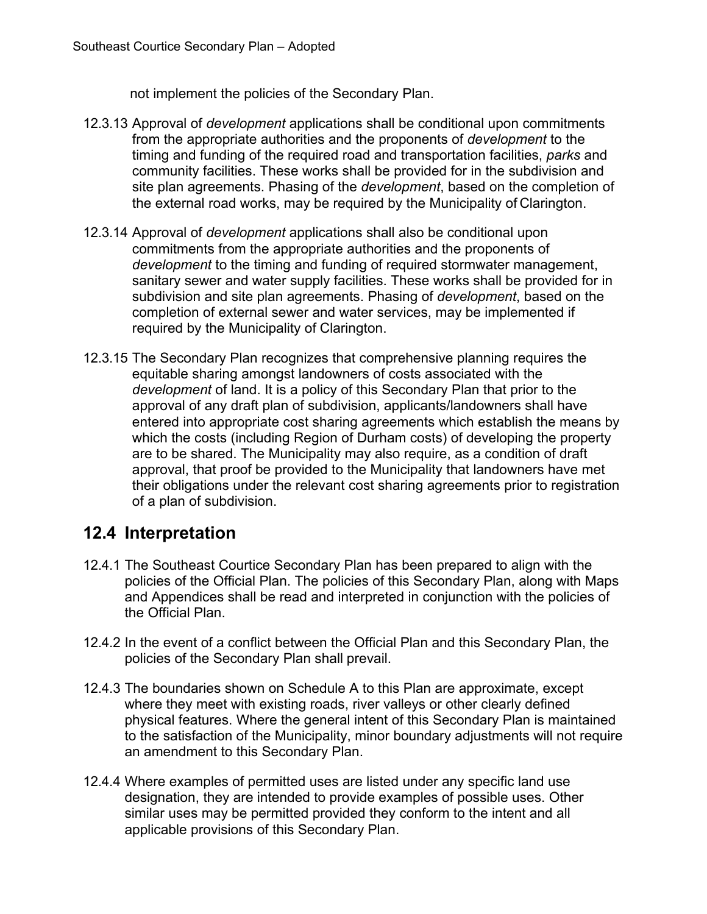not implement the policies of the Secondary Plan.

12.3.13 Approval of *development* applications shall be conditional upon commitments from the appropriate authorities and the proponents of *development* to the timing and funding of the required road and transportation facilities, *parks* and community facilities. These works shall be provided for in the subdivision and site plan agreements. Phasing of the *development*, based on the completion of the external road works, may be required by the Municipality of Clarington.

12.3.14 Approval of *development* applications shall also be conditional upon commitments from the appropriate authorities and the proponents of *development* to the timing and funding of required stormwater management, sanitary sewer and water supply facilities. These works shall be provided for in subdivision and site plan agreements. Phasing of *development*, based on the completion of external sewer and water services, may be implemented if required by the Municipality of Clarington.

12.3.15 The Secondary Plan recognizes that comprehensive planning requires the equitable sharing amongst landowners of costs associated with the *development* of land. It is a policy of this Secondary Plan that prior to the approval of any draft plan of subdivision, applicants/landowners shall have entered into appropriate cost sharing agreements which establish the means by which the costs (including Region of Durham costs) of developing the property are to be shared. The Municipality may also require, as a condition of draft approval, that proof be provided to the Municipality that landowners have met their obligations under the relevant cost sharing agreements prior to registration of a plan of subdivision.

## 12.4 Interpretation

12.4.1 The Southeast Courtice Secondary Plan has been prepared to align with the policies of the Official Plan. The policies of this Secondary Plan, along with Maps and Appendices shall be read and interpreted in conjunction with the policies of the Official Plan.

12.4.2 In the event of a conflict between the Official Plan and this Secondary Plan, the policies of the Secondary Plan shall prevail.

12.4.3 The boundaries shown on Schedule A to this Plan are approximate, except where they meet with existing roads, river valleys or other clearly defined physical features. Where the general intent of this Secondary Plan is maintained to the satisfaction of the Municipality, minor boundary adjustments will not require an amendment to this Secondary Plan.

12.4.4 Where examples of permitted uses are listed under any specific land use designation, they are intended to provide examples of possible uses. Other similar uses may be permitted provided they conform to the intent and all applicable provisions of this Secondary Plan.